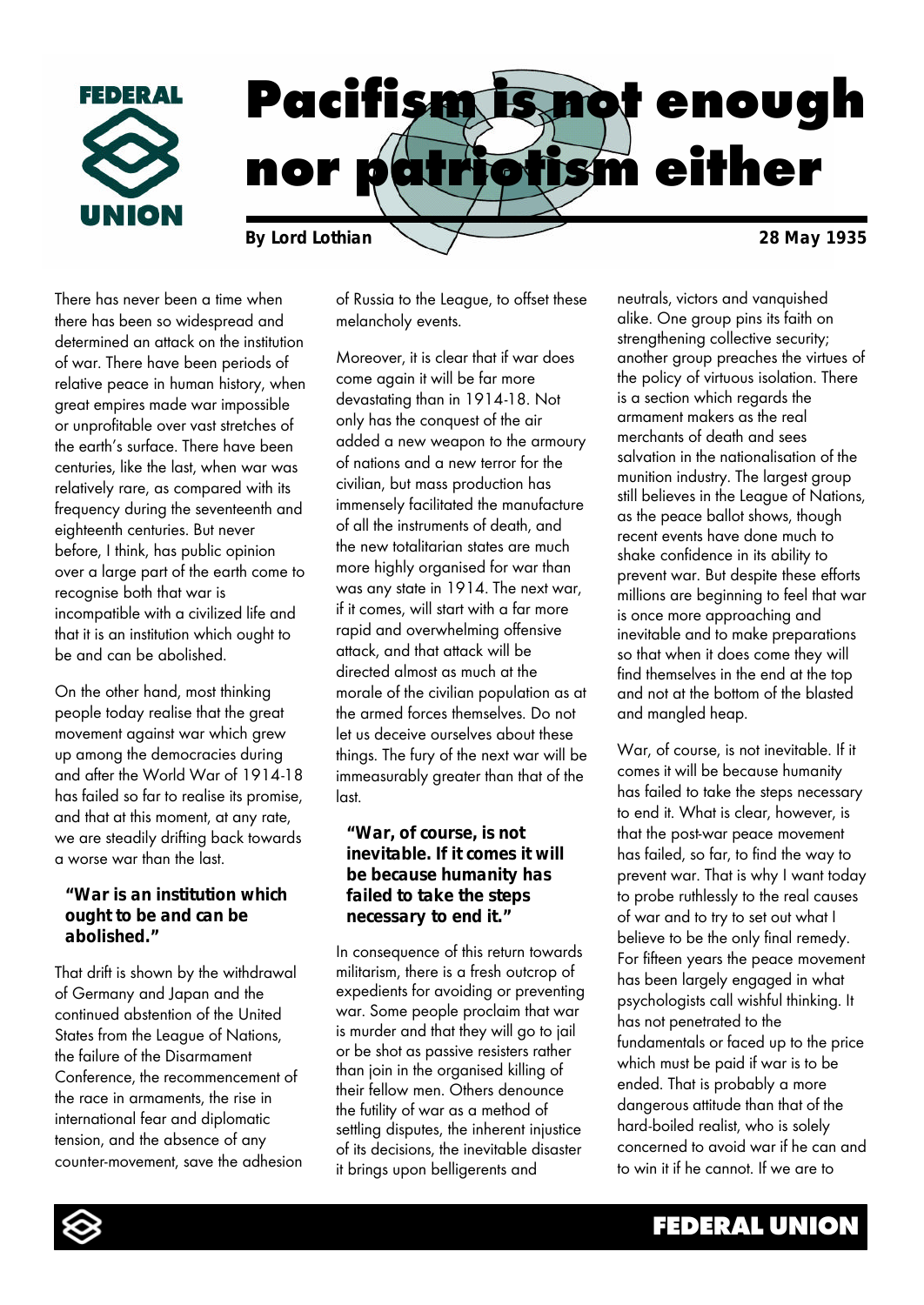# Pacifism is not enough nor patriotism either

**By Lord Lothian** **28 May 1935**

There has never been a time when there has been so widespread and determined an attack on the institution of war. There have been periods of relative peace in human history, when great empires made war impossible or unprofitable over vast stretches of the earth's surface. There have been centuries, like the last, when war was relatively rare, as compared with its frequency during the seventeenth and eighteenth centuries. But never before, I think, has public opinion over a large part of the earth come to recognise both that war is incompatible with a civilized life and that it is an institution which ought to be and can be abolished.

On the other hand, most thinking people today realise that the great movement against war which grew up among the democracies during and after the World War of 1914-18 has failed so far to realise its promise, and that at this moment, at any rate, we are steadily drifting back towards a worse war than the last.

> **"War is an institution which ought to be and can be abolished."**

That drift is shown by the withdrawal of Germany and Japan and the continued abstention of the United States from the League of Nations, the failure of the Disarmament Conference, the recommencement of the race in armaments, the rise in international fear and diplomatic tension, and the absence of any counter-movement, save the adhesion of Russia to the League, to offset these melancholy events.

Moreover, it is clear that if war does come again it will be far more devastating than in 1914-18. Not only has the conquest of the air added a new weapon to the armoury of nations and a new terror for the civilian, but mass production has immensely facilitated the manufacture of all the instruments of death, and the new totalitarian states are much more highly organised for war than was any state in 1914. The next war, if it comes, will start with a far more rapid and overwhelming offensive attack, and that attack will be directed almost as much at the morale of the civilian population as at the armed forces themselves. Do not let us deceive ourselves about these things. The fury of the next war will be immeasurably greater than that of the last.

> **"War, of course, is not inevitable. If it comes it will be because humanity has failed to take the steps necessary to end it."**

In consequence of this return towards militarism, there is a fresh outcrop of expedients for avoiding or preventing war. Some people proclaim that war is murder and that they will go to jail or be shot as passive resisters rather than join in the organised killing of their fellow men. Others denounce the futility of war as a method of settling disputes, the inherent injustice of its decisions, the inevitable disaster it brings upon belligerents and neutrals, victors and vanquished alike. One group pins its faith on strengthening collective security; another group preaches the virtues of the policy of virtuous isolation. There is a section which regards the armament makers as the real merchants of death and sees salvation in the nationalisation of the munition industry. The largest group still believes in the League of Nations, as the peace ballot shows, though recent events have done much to shake confidence in its ability to prevent war. But despite these efforts millions are beginning to feel that war is once more approaching and inevitable and to make preparations so that when it does come they will find themselves in the end at the top and not at the bottom of the blasted and mangled heap.

War, of course, is not inevitable. If it comes it will be because humanity has failed to take the steps necessary to end it. What is clear, however, is that the post-war peace movement has failed, so far, to find the way to prevent war. That is why I want today to probe ruthlessly to the real causes of war and to try to set out what I believe to be the only final remedy. For fifteen years the peace movement has been largely engaged in what psychologists call wishful thinking. It has not penetrated to the fundamentals or faced up to the price which must be paid if war is to be ended. That is probably a more dangerous attitude than that of the hard-boiled realist, who is solely concerned to avoid war if he can and to win it if he cannot. If we are to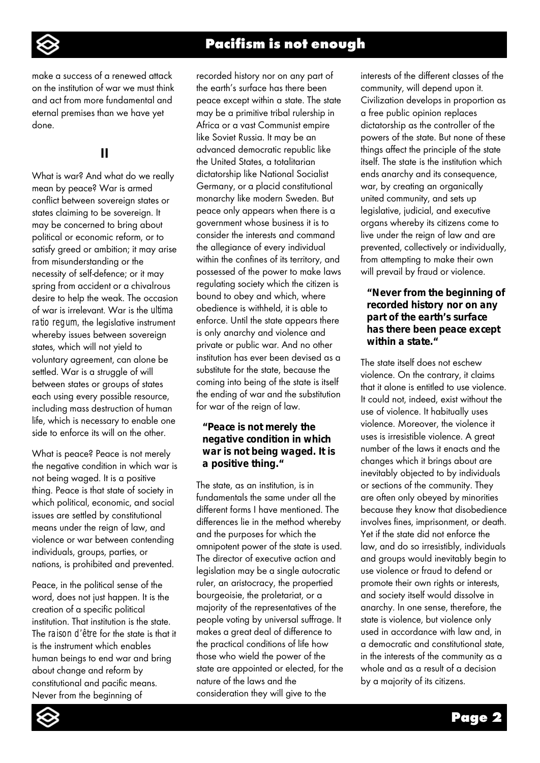make a success of a renewed attack on the institution of war we must think and act from more fundamental and eternal premises than we have yet done.

## II

What is war? And what do we really mean by peace? War is armed conflict between sovereign states or states claiming to be sovereign. It may be concerned to bring about political or economic reform, or to satisfy greed or ambition; it may arise from misunderstanding or the necessity of self-defence; or it may spring from accident or a chivalrous desire to help the weak. The occasion of war is irrelevant. War is the *ultima ratio regum*, the legislative instrument whereby issues between sovereign states, which will not yield to voluntary agreement, can alone be settled. War is a struggle of will between states or groups of states each using every possible resource, including mass destruction of human life, which is necessary to enable one side to enforce its will on the other.

What is peace? Peace is not merely the negative condition in which war is not being waged. It is a positive thing. Peace is that state of society in which political, economic, and social issues are settled by constitutional means under the reign of law, and violence or war between contending individuals, groups, parties, or nations, is prohibited and prevented.

Peace, in the political sense of the word, does not just happen. It is the creation of a specific political institution. That institution is the state. The *raison d'être* for the state is that it is the instrument which enables human beings to end war and bring about change and reform by constitutional and pacific means. Never from the beginning of recorded history nor on any part of the earth's surface has there been peace except within a state. The state may be a primitive tribal rulership in Africa or a vast Communist empire like Soviet Russia. It may be an advanced democratic republic like the United States, a totalitarian dictatorship like National Socialist Germany, or a placid constitutional monarchy like modern Sweden. But peace only appears when there is a government whose business it is to consider the interests and command the allegiance of every individual within the confines of its territory, and possessed of the power to make laws regulating society which the citizen is bound to obey and which, where obedience is withheld, it is able to enforce. Until the state appears there is only anarchy and violence and private or public war. And no other institution has ever been devised as a substitute for the state, because the coming into being of the state is itself the ending of war and the substitution for war of the reign of law.

> **"Peace is not merely the negative condition in which war is not being waged. It is a positive thing."**

The state, as an institution, is in fundamentals the same under all the different forms I have mentioned. The differences lie in the method whereby and the purposes for which the omnipotent power of the state is used. The director of executive action and legislation may be a single autocratic ruler, an aristocracy, the propertied bourgeoisie, the proletariat, or a majority of the representatives of the people voting by universal suffrage. It makes a great deal of difference to the practical conditions of life how those who wield the power of the state are appointed or elected, for the nature of the laws and the consideration they will give to the interests of the different classes of the community, will depend upon it. Civilization develops in proportion as a free public opinion replaces dictatorship as the controller of the powers of the state. But none of these things affect the principle of the state itself. The state is the institution which ends anarchy and its consequence, war, by creating an organically united community, and sets up legislative, judicial, and executive organs whereby its citizens come to live under the reign of law and are prevented, collectively or individually, from attempting to make their own will prevail by fraud or violence.

> **"Never from the beginning of recorded history nor on any part of the earth's surface has there been peace except within a state."**

The state itself does not eschew violence. On the contrary, it claims that it alone is entitled to use violence. It could not, indeed, exist without the use of violence. It habitually uses violence. Moreover, the violence it uses is irresistible violence. A great number of the laws it enacts and the changes which it brings about are inevitably objected to by individuals or sections of the community. They are often only obeyed by minorities because they know that disobedience involves fines, imprisonment, or death. Yet if the state did not enforce the law, and do so irresistibly, individuals and groups would inevitably begin to use violence or fraud to defend or promote their own rights or interests, and society itself would dissolve in anarchy. In one sense, therefore, the state is violence, but violence only used in accordance with law and, in a democratic and constitutional state, in the interests of the community as a whole and as a result of a decision by a majority of its citizens.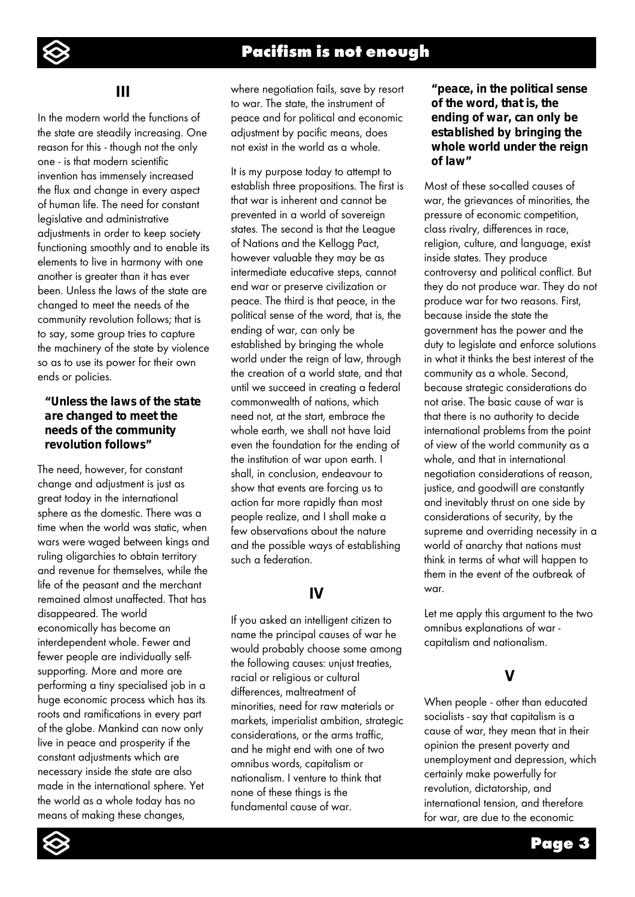## III

In the modern world the functions of the state are steadily increasing. One reason for this - though not the only one - is that modern scientific invention has immensely increased the flux and change in every aspect of human life. The need for constant legislative and administrative adjustments in order to keep society functioning smoothly and to enable its elements to live in harmony with one another is greater than it has ever been. Unless the laws of the state are changed to meet the needs of the community revolution follows; that is to say, some group tries to capture the machinery of the state by violence so as to use its power for their own ends or policies.

> **"Unless the laws of the state are changed to meet the needs of the community revolution follows"**

The need, however, for constant change and adjustment is just as great today in the international sphere as the domestic. There was a time when the world was static, when wars were waged between kings and ruling oligarchies to obtain territory and revenue for themselves, while the life of the peasant and the merchant remained almost unaffected. That has disappeared. The world economically has become an interdependent whole. Fewer and fewer people are individually self-supporting. More and more are performing a tiny specialised job in a huge economic process which has its roots and ramifications in every part of the globe. Mankind can now only live in peace and prosperity if the constant adjustments which are necessary inside the state are also made in the international sphere. Yet the world as a whole today has no means of making these changes, where negotiation fails, save by resort to war. The state, the instrument of peace and for political and economic adjustment by pacific means, does not exist in the world as a whole.

It is my purpose today to attempt to establish three propositions. The first is that war is inherent and cannot be prevented in a world of sovereign states. The second is that the League of Nations and the Kellogg Pact, however valuable they may be as intermediate educative steps, cannot end war or preserve civilization or peace. The third is that peace, in the political sense of the word, that is, the ending of war, can only be established by bringing the whole world under the reign of law, through the creation of a world state, and that until we succeed in creating a federal commonwealth of nations, which need not, at the start, embrace the whole earth, we shall not have laid even the foundation for the ending of the institution of war upon earth. I shall, in conclusion, endeavour to show that events are forcing us to action far more rapidly than most people realize, and I shall make a few observations about the nature and the possible ways of establishing such a federation.

## IV

If you asked an intelligent citizen to name the principal causes of war he would probably choose some among the following causes: unjust treaties, racial or religious or cultural differences, maltreatment of minorities, need for raw materials or markets, imperialist ambition, strategic considerations, or the arms traffic, and he might end with one of two omnibus words, capitalism or nationalism. I venture to think that none of these things is the fundamental cause of war.

> **"peace, in the political sense of the word, that is, the ending of war, can only be established by bringing the whole world under the reign of law"**

Most of these so-called causes of war, the grievances of minorities, the pressure of economic competition, class rivalry, differences in race, religion, culture, and language, exist inside states. They produce controversy and political conflict. But they do not produce war. They do not produce war for two reasons. First, because inside the state the government has the power and the duty to legislate and enforce solutions in what it thinks the best interest of the community as a whole. Second, because strategic considerations do not arise. The basic cause of war is that there is no authority to decide international problems from the point of view of the world community as a whole, and that in international negotiation considerations of reason, justice, and goodwill are constantly and inevitably thrust on one side by considerations of security, by the supreme and overriding necessity in a world of anarchy that nations must think in terms of what will happen to them in the event of the outbreak of war.

Let me apply this argument to the two omnibus explanations of war - capitalism and nationalism.

## V

When people - other than educated socialists - say that capitalism is a cause of war, they mean that in their opinion the present poverty and unemployment and depression, which certainly make powerfully for revolution, dictatorship, and international tension, and therefore for war, are due to the economic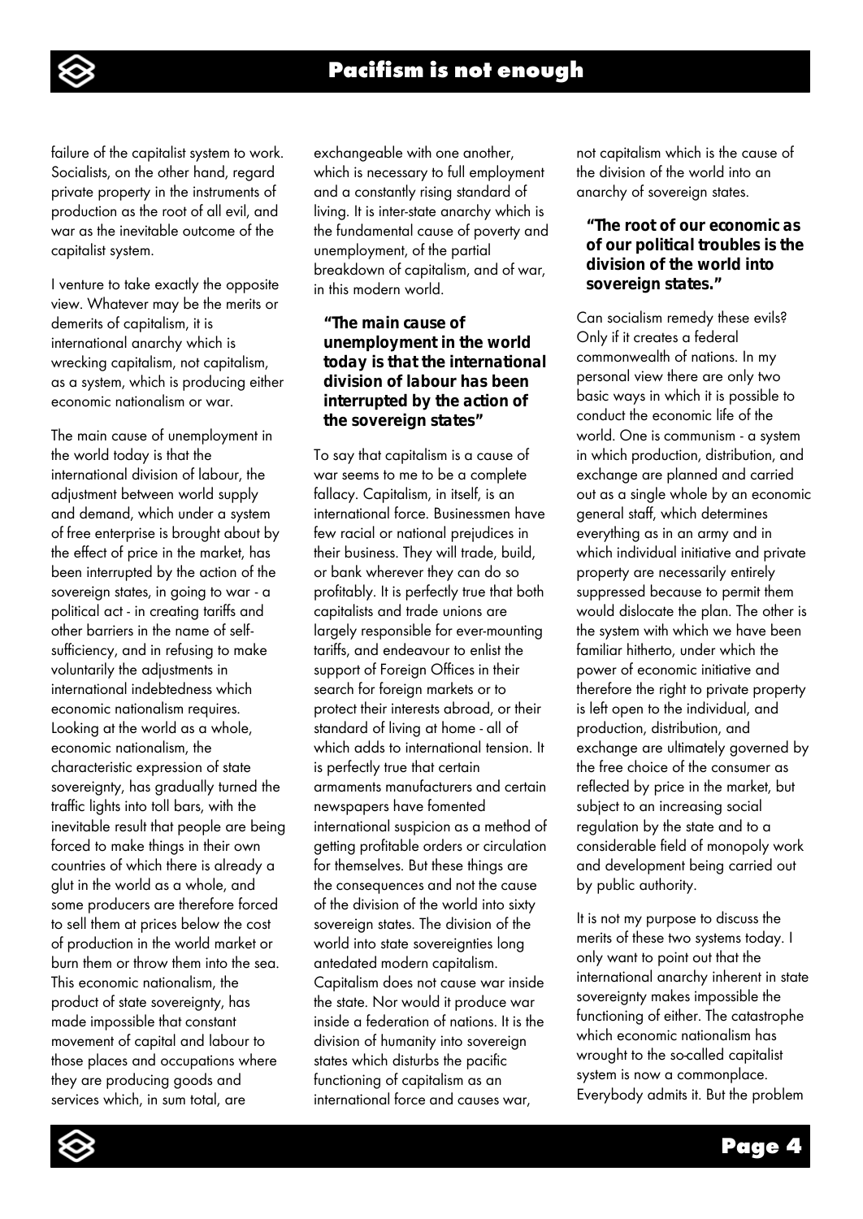failure of the capitalist system to work. Socialists, on the other hand, regard private property in the instruments of production as the root of all evil, and war as the inevitable outcome of the capitalist system.

I venture to take exactly the opposite view. Whatever may be the merits or demerits of capitalism, it is international anarchy which is wrecking capitalism, not capitalism, as a system, which is producing either economic nationalism or war.

The main cause of unemployment in the world today is that the international division of labour, the adjustment between world supply and demand, which under a system of free enterprise is brought about by the effect of price in the market, has been interrupted by the action of the sovereign states, in going to war - a political act - in creating tariffs and other barriers in the name of self-sufficiency, and in refusing to make voluntarily the adjustments in international indebtedness which economic nationalism requires. Looking at the world as a whole, economic nationalism, the characteristic expression of state sovereignty, has gradually turned the traffic lights into toll bars, with the inevitable result that people are being forced to make things in their own countries of which there is already a glut in the world as a whole, and some producers are therefore forced to sell them at prices below the cost of production in the world market or burn them or throw them into the sea. This economic nationalism, the product of state sovereignty, has made impossible that constant movement of capital and labour to those places and occupations where they are producing goods and services which, in sum total, are exchangeable with one another, which is necessary to full employment and a constantly rising standard of living. It is inter-state anarchy which is the fundamental cause of poverty and unemployment, of the partial breakdown of capitalism, and of war, in this modern world.

> **"The main cause of unemployment in the world today is that the international division of labour has been interrupted by the action of the sovereign states"**

To say that capitalism is a cause of war seems to me to be a complete fallacy. Capitalism, in itself, is an international force. Businessmen have few racial or national prejudices in their business. They will trade, build, or bank wherever they can do so profitably. It is perfectly true that both capitalists and trade unions are largely responsible for ever-mounting tariffs, and endeavour to enlist the support of Foreign Offices in their search for foreign markets or to protect their interests abroad, or their standard of living at home - all of which adds to international tension. It is perfectly true that certain armaments manufacturers and certain newspapers have fomented international suspicion as a method of getting profitable orders or circulation for themselves. But these things are the consequences and not the cause of the division of the world into sixty sovereign states. The division of the world into state sovereignties long antedated modern capitalism. Capitalism does not cause war inside the state. Nor would it produce war inside a federation of nations. It is the division of humanity into sovereign states which disturbs the pacific functioning of capitalism as an international force and causes war, not capitalism which is the cause of the division of the world into an anarchy of sovereign states.

> **"The root of our economic as of our political troubles is the division of the world into sovereign states."**

Can socialism remedy these evils? Only if it creates a federal commonwealth of nations. In my personal view there are only two basic ways in which it is possible to conduct the economic life of the world. One is communism - a system in which production, distribution, and exchange are planned and carried out as a single whole by an economic general staff, which determines everything as in an army and in which individual initiative and private property are necessarily entirely suppressed because to permit them would dislocate the plan. The other is the system with which we have been familiar hitherto, under which the power of economic initiative and therefore the right to private property is left open to the individual, and production, distribution, and exchange are ultimately governed by the free choice of the consumer as reflected by price in the market, but subject to an increasing social regulation by the state and to a considerable field of monopoly work and development being carried out by public authority.

It is not my purpose to discuss the merits of these two systems today. I only want to point out that the international anarchy inherent in state sovereignty makes impossible the functioning of either. The catastrophe which economic nationalism has wrought to the so-called capitalist system is now a commonplace. Everybody admits it. But the problem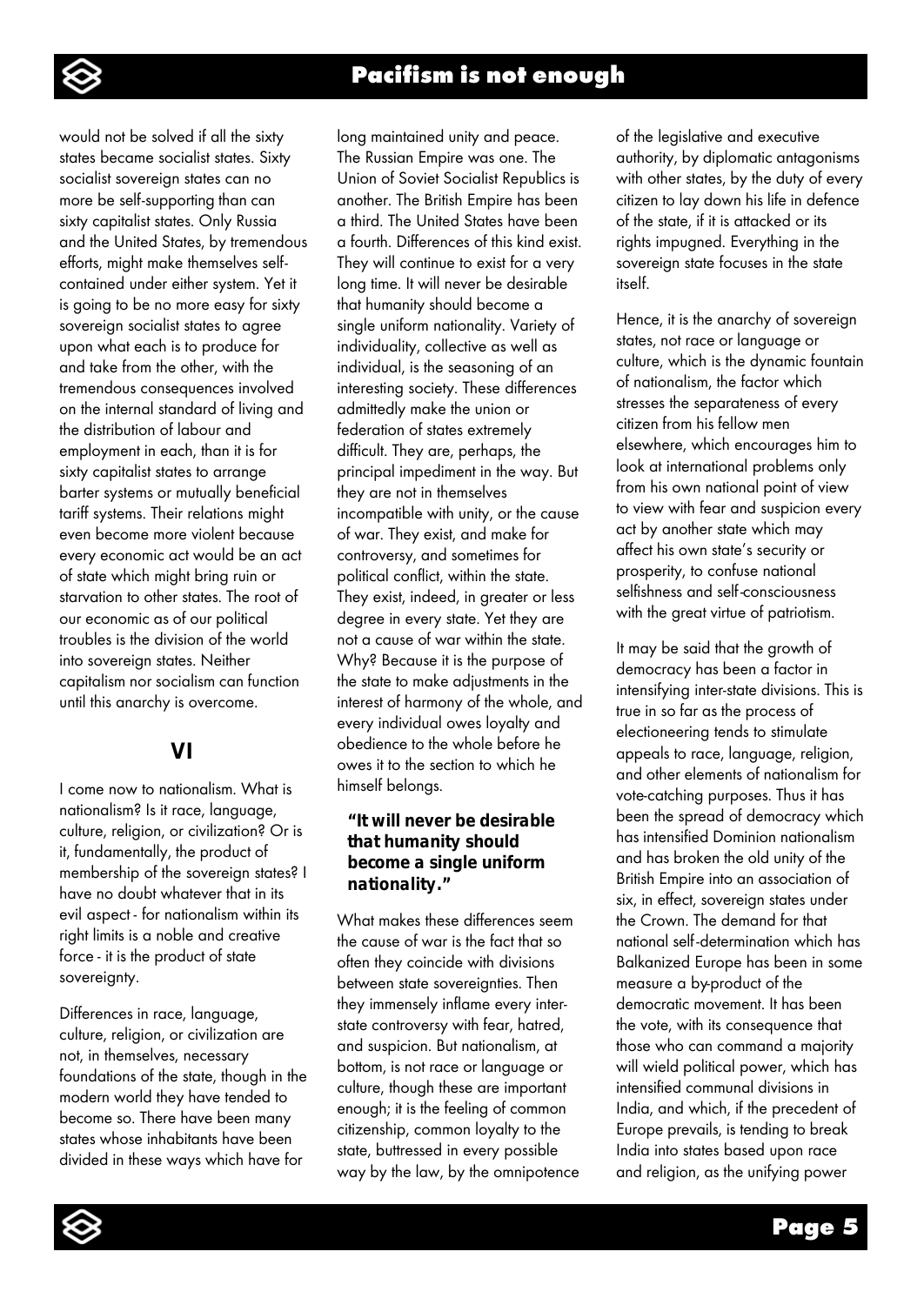would not be solved if all the sixty states became socialist states. Sixty socialist sovereign states can no more be self-supporting than can sixty capitalist states. Only Russia and the United States, by tremendous efforts, might make themselves self-contained under either system. Yet it is going to be no more easy for sixty sovereign socialist states to agree upon what each is to produce for and take from the other, with the tremendous consequences involved on the internal standard of living and the distribution of labour and employment in each, than it is for sixty capitalist states to arrange barter systems or mutually beneficial tariff systems. Their relations might even become more violent because every economic act would be an act of state which might bring ruin or starvation to other states. The root of our economic as of our political troubles is the division of the world into sovereign states. Neither capitalism nor socialism can function until this anarchy is overcome.

## VI

I come now to nationalism. What is nationalism? Is it race, language, culture, religion, or civilization? Or is it, fundamentally, the product of membership of the sovereign states? I have no doubt whatever that in its evil aspect - for nationalism within its right limits is a noble and creative force - it is the product of state sovereignty.

Differences in race, language, culture, religion, or civilization are not, in themselves, necessary foundations of the state, though in the modern world they have tended to become so. There have been many states whose inhabitants have been divided in these ways which have for long maintained unity and peace. The Russian Empire was one. The Union of Soviet Socialist Republics is another. The British Empire has been a third. The United States have been a fourth. Differences of this kind exist. They will continue to exist for a very long time. It will never be desirable that humanity should become a single uniform nationality. Variety of individuality, collective as well as individual, is the seasoning of an interesting society. These differences admittedly make the union or federation of states extremely difficult. They are, perhaps, the principal impediment in the way. But they are not in themselves incompatible with unity, or the cause of war. They exist, and make for controversy, and sometimes for political conflict, within the state. They exist, indeed, in greater or less degree in every state. Yet they are not a cause of war within the state. Why? Because it is the purpose of the state to make adjustments in the interest of harmony of the whole, and every individual owes loyalty and obedience to the whole before he owes it to the section to which he himself belongs.

> **"It will never be desirable that humanity should become a single uniform nationality."**

What makes these differences seem the cause of war is the fact that so often they coincide with divisions between state sovereignties. Then they immensely inflame every inter-state controversy with fear, hatred, and suspicion. But nationalism, at bottom, is not race or language or culture, though these are important enough; it is the feeling of common citizenship, common loyalty to the state, buttressed in every possible way by the law, by the omnipotence of the legislative and executive authority, by diplomatic antagonisms with other states, by the duty of every citizen to lay down his life in defence of the state, if it is attacked or its rights impugned. Everything in the sovereign state focuses in the state itself.

Hence, it is the anarchy of sovereign states, not race or language or culture, which is the dynamic fountain of nationalism, the factor which stresses the separateness of every citizen from his fellow men elsewhere, which encourages him to look at international problems only from his own national point of view to view with fear and suspicion every act by another state which may affect his own state's security or prosperity, to confuse national selfishness and self-consciousness with the great virtue of patriotism.

It may be said that the growth of democracy has been a factor in intensifying inter-state divisions. This is true in so far as the process of electioneering tends to stimulate appeals to race, language, religion, and other elements of nationalism for vote-catching purposes. Thus it has been the spread of democracy which has intensified Dominion nationalism and has broken the old unity of the British Empire into an association of six, in effect, sovereign states under the Crown. The demand for that national self-determination which has Balkanized Europe has been in some measure a by-product of the democratic movement. It has been the vote, with its consequence that those who can command a majority will wield political power, which has intensified communal divisions in India, and which, if the precedent of Europe prevails, is tending to break India into states based upon race and religion, as the unifying power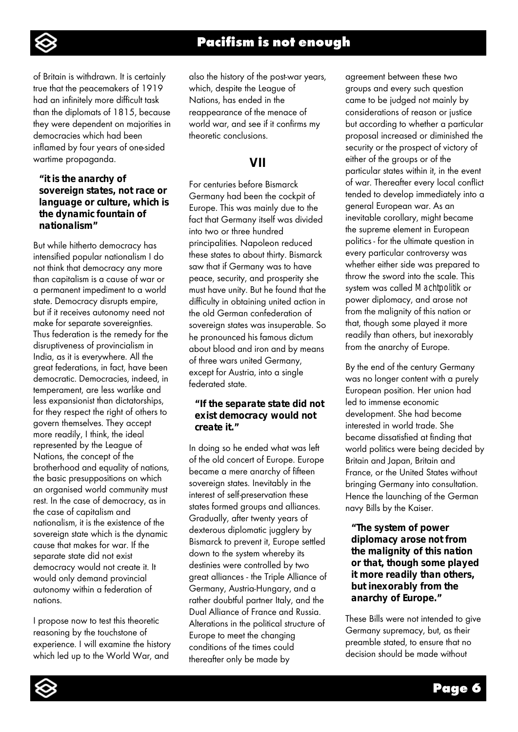of Britain is withdrawn. It is certainly true that the peacemakers of 1919 had an infinitely more difficult task than the diplomats of 1815, because they were dependent on majorities in democracies which had been inflamed by four years of one-sided wartime propaganda.

> **"it is the anarchy of sovereign states, not race or language or culture, which is the dynamic fountain of nationalism"**

But while hitherto democracy has intensified popular nationalism I do not think that democracy any more than capitalism is a cause of war or a permanent impediment to a world state. Democracy disrupts empire, but if it receives autonomy need not make for separate sovereignties. Thus federation is the remedy for the disruptiveness of provincialism in India, as it is everywhere. All the great federations, in fact, have been democratic. Democracies, indeed, in temperament, are less warlike and less expansionist than dictatorships, for they respect the right of others to govern themselves. They accept more readily, I think, the ideal represented by the League of Nations, the concept of the brotherhood and equality of nations, the basic presuppositions on which an organised world community must rest. In the case of democracy, as in the case of capitalism and nationalism, it is the existence of the sovereign state which is the dynamic cause that makes for war. If the separate state did not exist democracy would not create it. It would only demand provincial autonomy within a federation of nations.

I propose now to test this theoretic reasoning by the touchstone of experience. I will examine the history which led up to the World War, and also the history of the post-war years, which, despite the League of Nations, has ended in the reappearance of the menace of world war, and see if it confirms my theoretic conclusions.

## VII

For centuries before Bismarck Germany had been the cockpit of Europe. This was mainly due to the fact that Germany itself was divided into two or three hundred principalities. Napoleon reduced these states to about thirty. Bismarck saw that if Germany was to have peace, security, and prosperity she must have unity. But he found that the difficulty in obtaining united action in the old German confederation of sovereign states was insuperable. So he pronounced his famous dictum about blood and iron and by means of three wars united Germany, except for Austria, into a single federated state.

> **"If the separate state did not exist democracy would not create it."**

In doing so he ended what was left of the old concert of Europe. Europe became a mere anarchy of fifteen sovereign states. Inevitably in the interest of self-preservation these states formed groups and alliances. Gradually, after twenty years of dexterous diplomatic jugglery by Bismarck to prevent it, Europe settled down to the system whereby its destinies were controlled by two great alliances - the Triple Alliance of Germany, Austria-Hungary, and a rather doubtful partner Italy, and the Dual Alliance of France and Russia. Alterations in the political structure of Europe to meet the changing conditions of the times could thereafter only be made by agreement between these two groups and every such question came to be judged not mainly by considerations of reason or justice but according to whether a particular proposal increased or diminished the security or the prospect of victory of either of the groups or of the particular states within it, in the event of war. Thereafter every local conflict tended to develop immediately into a general European war. As an inevitable corollary, might became the supreme element in European politics - for the ultimate question in every particular controversy was whether either side was prepared to throw the sword into the scale. This system was called *Machtpolitik* or power diplomacy, and arose not from the malignity of this nation or that, though some played it more readily than others, but inexorably from the anarchy of Europe.

By the end of the century Germany was no longer content with a purely European position. Her union had led to immense economic development. She had become interested in world trade. She became dissatisfied at finding that world politics were being decided by Britain and Japan, Britain and France, or the United States without bringing Germany into consultation. Hence the launching of the German navy Bills by the Kaiser.

> **"The system of power diplomacy arose not from the malignity of this nation or that, though some played it more readily than others, but inexorably from the anarchy of Europe."**

These Bills were not intended to give Germany supremacy, but, as their preamble stated, to ensure that no decision should be made without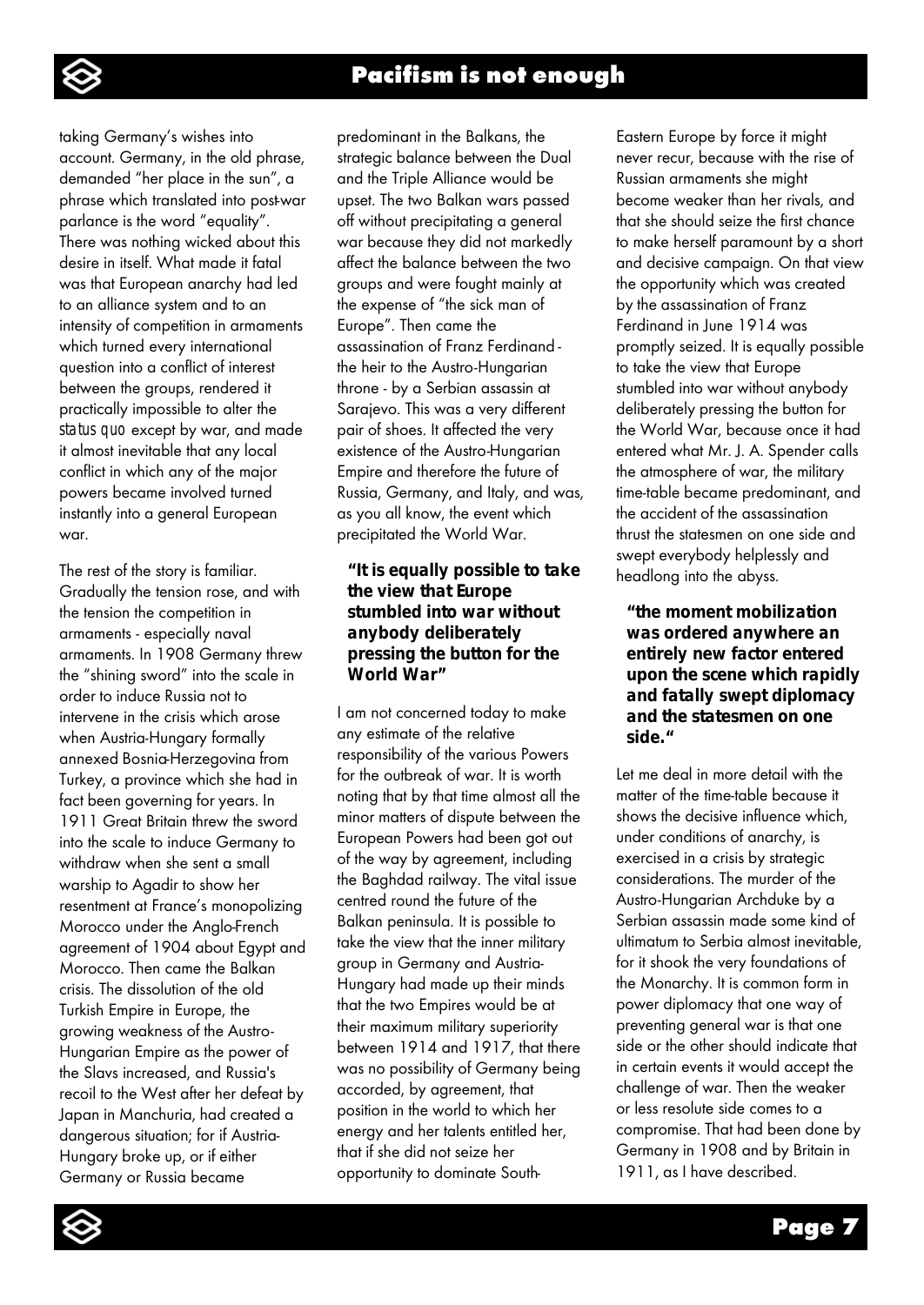taking Germany's wishes into account. Germany, in the old phrase, demanded "her place in the sun", a phrase which translated into post-war parlance is the word "equality". There was nothing wicked about this desire in itself. What made it fatal was that European anarchy had led to an alliance system and to an intensity of competition in armaments which turned every international question into a conflict of interest between the groups, rendered it practically impossible to alter the *status quo* except by war, and made it almost inevitable that any local conflict in which any of the major powers became involved turned instantly into a general European war.

The rest of the story is familiar. Gradually the tension rose, and with the tension the competition in armaments - especially naval armaments. In 1908 Germany threw the "shining sword" into the scale in order to induce Russia not to intervene in the crisis which arose when Austria-Hungary formally annexed Bosnia-Herzegovina from Turkey, a province which she had in fact been governing for years. In 1911 Great Britain threw the sword into the scale to induce Germany to withdraw when she sent a small warship to Agadir to show her resentment at France's monopolizing Morocco under the Anglo-French agreement of 1904 about Egypt and Morocco. Then came the Balkan crisis. The dissolution of the old Turkish Empire in Europe, the growing weakness of the Austro-Hungarian Empire as the power of the Slavs increased, and Russia's recoil to the West after her defeat by Japan in Manchuria, had created a dangerous situation; for if Austria-Hungary broke up, or if either Germany or Russia became predominant in the Balkans, the strategic balance between the Dual and the Triple Alliance would be upset. The two Balkan wars passed off without precipitating a general war because they did not markedly affect the balance between the two groups and were fought mainly at the expense of "the sick man of Europe". Then came the assassination of Franz Ferdinand - the heir to the Austro-Hungarian throne - by a Serbian assassin at Sarajevo. This was a very different pair of shoes. It affected the very existence of the Austro-Hungarian Empire and therefore the future of Russia, Germany, and Italy, and was, as you all know, the event which precipitated the World War.

> **"It is equally possible to take the view that Europe stumbled into war without anybody deliberately pressing the button for the World War"**

I am not concerned today to make any estimate of the relative responsibility of the various Powers for the outbreak of war. It is worth noting that by that time almost all the minor matters of dispute between the European Powers had been got out of the way by agreement, including the Baghdad railway. The vital issue centred round the future of the Balkan peninsula. It is possible to take the view that the inner military group in Germany and Austria-Hungary had made up their minds that the two Empires would be at their maximum military superiority between 1914 and 1917, that there was no possibility of Germany being accorded, by agreement, that position in the world to which her energy and her talents entitled her, that if she did not seize her opportunity to dominate South-Eastern Europe by force it might never recur, because with the rise of Russian armaments she might become weaker than her rivals, and that she should seize the first chance to make herself paramount by a short and decisive campaign. On that view the opportunity which was created by the assassination of Franz Ferdinand in June 1914 was promptly seized. It is equally possible to take the view that Europe stumbled into war without anybody deliberately pressing the button for the World War, because once it had entered what Mr. J. A. Spender calls the atmosphere of war, the military time-table became predominant, and the accident of the assassination thrust the statesmen on one side and swept everybody helplessly and headlong into the abyss.

> **"the moment mobilization was ordered anywhere an entirely new factor entered upon the scene which rapidly and fatally swept diplomacy and the statesmen on one side."**

Let me deal in more detail with the matter of the time-table because it shows the decisive influence which, under conditions of anarchy, is exercised in a crisis by strategic considerations. The murder of the Austro-Hungarian Archduke by a Serbian assassin made some kind of ultimatum to Serbia almost inevitable, for it shook the very foundations of the Monarchy. It is common form in power diplomacy that one way of preventing general war is that one side or the other should indicate that in certain events it would accept the challenge of war. Then the weaker or less resolute side comes to a compromise. That had been done by Germany in 1908 and by Britain in 1911, as I have described.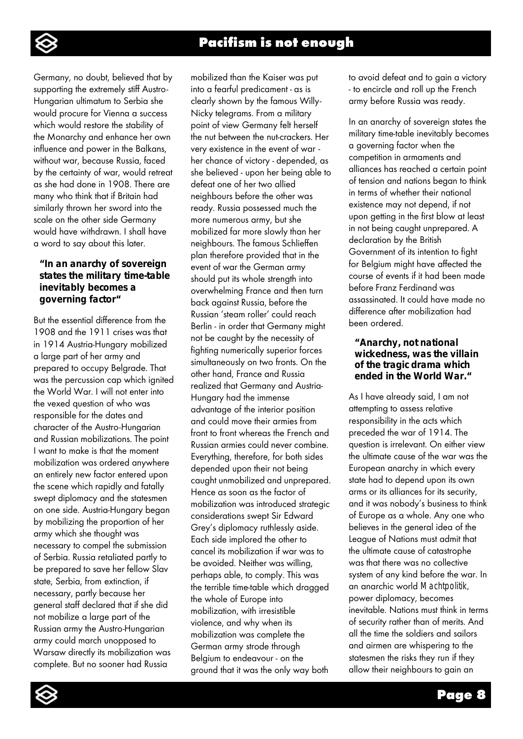Germany, no doubt, believed that by supporting the extremely stiff Austro-Hungarian ultimatum to Serbia she would procure for Vienna a success which would restore the stability of the Monarchy and enhance her own influence and power in the Balkans, without war, because Russia, faced by the certainty of war, would retreat as she had done in 1908. There are many who think that if Britain had similarly thrown her sword into the scale on the other side Germany would have withdrawn. I shall have a word to say about this later.

> **"In an anarchy of sovereign states the military time-table inevitably becomes a governing factor"**

But the essential difference from the 1908 and the 1911 crises was that in 1914 Austria-Hungary mobilized a large part of her army and prepared to occupy Belgrade. That was the percussion cap which ignited the World War. I will not enter into the vexed question of who was responsible for the dates and character of the Austro-Hungarian and Russian mobilizations. The point I want to make is that the moment mobilization was ordered anywhere an entirely new factor entered upon the scene which rapidly and fatally swept diplomacy and the statesmen on one side. Austria-Hungary began by mobilizing the proportion of her army which she thought was necessary to compel the submission of Serbia. Russia retaliated partly to be prepared to save her fellow Slav state, Serbia, from extinction, if necessary, partly because her general staff declared that if she did not mobilize a large part of the Russian army the Austro-Hungarian army could march unopposed to Warsaw directly its mobilization was complete. But no sooner had Russia mobilized than the Kaiser was put into a fearful predicament - as is clearly shown by the famous Willy-Nicky telegrams. From a military point of view Germany felt herself the nut between the nut-crackers. Her very existence in the event of war - her chance of victory - depended, as she believed - upon her being able to defeat one of her two allied neighbours before the other was ready. Russia possessed much the more numerous army, but she mobilized far more slowly than her neighbours. The famous Schlieffen plan therefore provided that in the event of war the German army should put its whole strength into overwhelming France and then turn back against Russia, before the Russian 'steam roller' could reach Berlin - in order that Germany might not be caught by the necessity of fighting numerically superior forces simultaneously on two fronts. On the other hand, France and Russia realized that Germany and Austria-Hungary had the immense advantage of the interior position and could move their armies from front to front whereas the French and Russian armies could never combine. Everything, therefore, for both sides depended upon their not being caught unmobilized and unprepared. Hence as soon as the factor of mobilization was introduced strategic considerations swept Sir Edward Grey's diplomacy ruthlessly aside. Each side implored the other to cancel its mobilization if war was to be avoided. Neither was willing, perhaps able, to comply. This was the terrible time-table which dragged the whole of Europe into mobilization, with irresistible violence, and why when its mobilization was complete the German army strode through Belgium to endeavour - on the ground that it was the only way both to avoid defeat and to gain a victory - to encircle and roll up the French army before Russia was ready.

In an anarchy of sovereign states the military time-table inevitably becomes a governing factor when the competition in armaments and alliances has reached a certain point of tension and nations began to think in terms of whether their national existence may not depend, if not upon getting in the first blow at least in not being caught unprepared. A declaration by the British Government of its intention to fight for Belgium might have affected the course of events if it had been made before Franz Ferdinand was assassinated. It could have made no difference after mobilization had been ordered.

> **"Anarchy, not national wickedness, was the villain of the tragic drama which ended in the World War."**

As I have already said, I am not attempting to assess relative responsibility in the acts which preceded the war of 1914. The question is irrelevant. On either view the ultimate cause of the war was the European anarchy in which every state had to depend upon its own arms or its alliances for its security, and it was nobody's business to think of Europe as a whole. Any one who believes in the general idea of the League of Nations must admit that the ultimate cause of catastrophe was that there was no collective system of any kind before the war. In an anarchic world *Machtpolitik*, power diplomacy, becomes inevitable. Nations must think in terms of security rather than of merits. And all the time the soldiers and sailors and airmen are whispering to the statesmen the risks they run if they allow their neighbours to gain an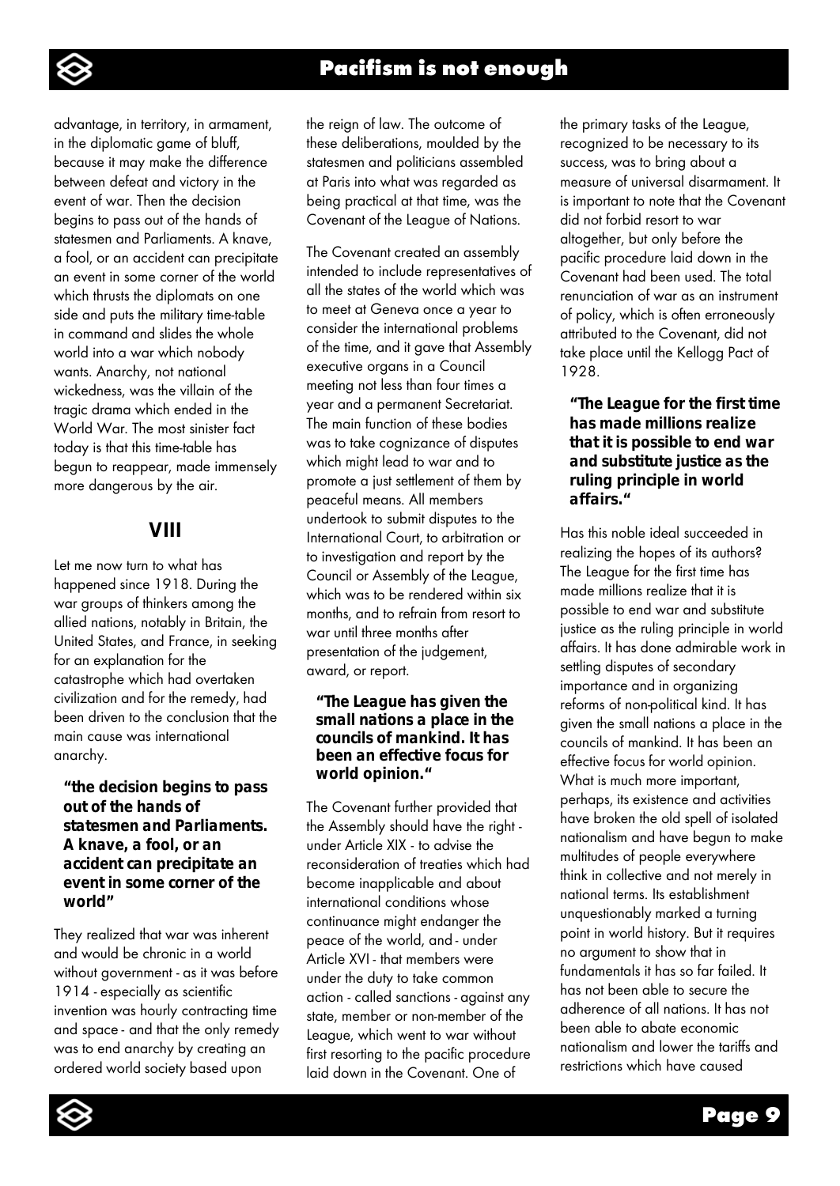advantage, in territory, in armament, in the diplomatic game of bluff, because it may make the difference between defeat and victory in the event of war. Then the decision begins to pass out of the hands of statesmen and Parliaments. A knave, a fool, or an accident can precipitate an event in some corner of the world which thrusts the diplomats on one side and puts the military time-table in command and slides the whole world into a war which nobody wants. Anarchy, not national wickedness, was the villain of the tragic drama which ended in the World War. The most sinister fact today is that this time-table has begun to reappear, made immensely more dangerous by the air.

## VIII

Let me now turn to what has happened since 1918. During the war groups of thinkers among the allied nations, notably in Britain, the United States, and France, in seeking for an explanation for the catastrophe which had overtaken civilization and for the remedy, had been driven to the conclusion that the main cause was international anarchy.

> **"the decision begins to pass out of the hands of statesmen and Parliaments. A knave, a fool, or an accident can precipitate an event in some corner of the world"**

They realized that war was inherent and would be chronic in a world without government - as it was before 1914 - especially as scientific invention was hourly contracting time and space - and that the only remedy was to end anarchy by creating an ordered world society based upon the reign of law. The outcome of these deliberations, moulded by the statesmen and politicians assembled at Paris into what was regarded as being practical at that time, was the Covenant of the League of Nations.

The Covenant created an assembly intended to include representatives of all the states of the world which was to meet at Geneva once a year to consider the international problems of the time, and it gave that Assembly executive organs in a Council meeting not less than four times a year and a permanent Secretariat. The main function of these bodies was to take cognizance of disputes which might lead to war and to promote a just settlement of them by peaceful means. All members undertook to submit disputes to the International Court, to arbitration or to investigation and report by the Council or Assembly of the League, which was to be rendered within six months, and to refrain from resort to war until three months after presentation of the judgement, award, or report.

> **"The League has given the small nations a place in the councils of mankind. It has been an effective focus for world opinion."**

The Covenant further provided that the Assembly should have the right - under Article XIX - to advise the reconsideration of treaties which had become inapplicable and about international conditions whose continuance might endanger the peace of the world, and - under Article XVI - that members were under the duty to take common action - called sanctions - against any state, member or non-member of the League, which went to war without first resorting to the pacific procedure laid down in the Covenant. One of the primary tasks of the League, recognized to be necessary to its success, was to bring about a measure of universal disarmament. It is important to note that the Covenant did not forbid resort to war altogether, but only before the pacific procedure laid down in the Covenant had been used. The total renunciation of war as an instrument of policy, which is often erroneously attributed to the Covenant, did not take place until the Kellogg Pact of 1928.

> **"The League for the first time has made millions realize that it is possible to end war and substitute justice as the ruling principle in world affairs."**

Has this noble ideal succeeded in realizing the hopes of its authors? The League for the first time has made millions realize that it is possible to end war and substitute justice as the ruling principle in world affairs. It has done admirable work in settling disputes of secondary importance and in organizing reforms of non-political kind. It has given the small nations a place in the councils of mankind. It has been an effective focus for world opinion. What is much more important, perhaps, its existence and activities have broken the old spell of isolated nationalism and have begun to make multitudes of people everywhere think in collective and not merely in national terms. Its establishment unquestionably marked a turning point in world history. But it requires no argument to show that in fundamentals it has so far failed. It has not been able to secure the adherence of all nations. It has not been able to abate economic nationalism and lower the tariffs and restrictions which have caused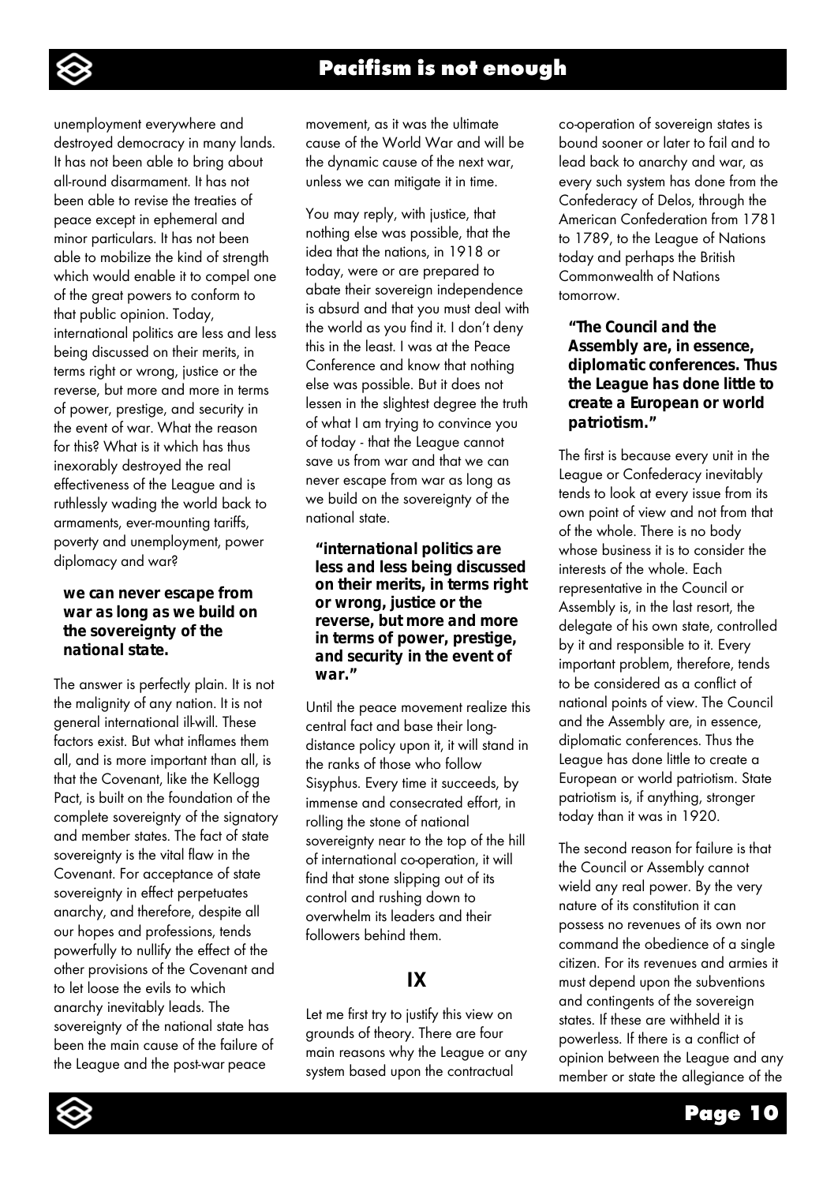unemployment everywhere and destroyed democracy in many lands. It has not been able to bring about all-round disarmament. It has not been able to revise the treaties of peace except in ephemeral and minor particulars. It has not been able to mobilize the kind of strength which would enable it to compel one of the great powers to conform to that public opinion. Today, international politics are less and less being discussed on their merits, in terms right or wrong, justice or the reverse, but more and more in terms of power, prestige, and security in the event of war. What the reason for this? What is it which has thus inexorably destroyed the real effectiveness of the League and is ruthlessly wading the world back to armaments, ever-mounting tariffs, poverty and unemployment, power diplomacy and war?

> **we can never escape from war as long as we build on the sovereignty of the national state.**

The answer is perfectly plain. It is not the malignity of any nation. It is not general international ill-will. These factors exist. But what inflames them all, and is more important than all, is that the Covenant, like the Kellogg Pact, is built on the foundation of the complete sovereignty of the signatory and member states. The fact of state sovereignty is the vital flaw in the Covenant. For acceptance of state sovereignty in effect perpetuates anarchy, and therefore, despite all our hopes and professions, tends powerfully to nullify the effect of the other provisions of the Covenant and to let loose the evils to which anarchy inevitably leads. The sovereignty of the national state has been the main cause of the failure of the League and the post-war peace movement, as it was the ultimate cause of the World War and will be the dynamic cause of the next war, unless we can mitigate it in time.

You may reply, with justice, that nothing else was possible, that the idea that the nations, in 1918 or today, were or are prepared to abate their sovereign independence is absurd and that you must deal with the world as you find it. I don't deny this in the least. I was at the Peace Conference and know that nothing else was possible. But it does not lessen in the slightest degree the truth of what I am trying to convince you of today - that the League cannot save us from war and that we can never escape from war as long as we build on the sovereignty of the national state.

> **"international politics are less and less being discussed on their merits, in terms right or wrong, justice or the reverse, but more and more in terms of power, prestige, and security in the event of war."**

Until the peace movement realize this central fact and base their long-distance policy upon it, it will stand in the ranks of those who follow Sisyphus. Every time it succeeds, by immense and consecrated effort, in rolling the stone of national sovereignty near to the top of the hill of international co-operation, it will find that stone slipping out of its control and rushing down to overwhelm its leaders and their followers behind them.

## IX

Let me first try to justify this view on grounds of theory. There are four main reasons why the League or any system based upon the contractual co-operation of sovereign states is bound sooner or later to fail and to lead back to anarchy and war, as every such system has done from the Confederacy of Delos, through the American Confederation from 1781 to 1789, to the League of Nations today and perhaps the British Commonwealth of Nations tomorrow.

> **"The Council and the Assembly are, in essence, diplomatic conferences. Thus the League has done little to create a European or world patriotism."**

The first is because every unit in the League or Confederacy inevitably tends to look at every issue from its own point of view and not from that of the whole. There is no body whose business it is to consider the interests of the whole. Each representative in the Council or Assembly is, in the last resort, the delegate of his own state, controlled by it and responsible to it. Every important problem, therefore, tends to be considered as a conflict of national points of view. The Council and the Assembly are, in essence, diplomatic conferences. Thus the League has done little to create a European or world patriotism. State patriotism is, if anything, stronger today than it was in 1920.

The second reason for failure is that the Council or Assembly cannot wield any real power. By the very nature of its constitution it can possess no revenues of its own nor command the obedience of a single citizen. For its revenues and armies it must depend upon the subventions and contingents of the sovereign states. If these are withheld it is powerless. If there is a conflict of opinion between the League and any member or state the allegiance of the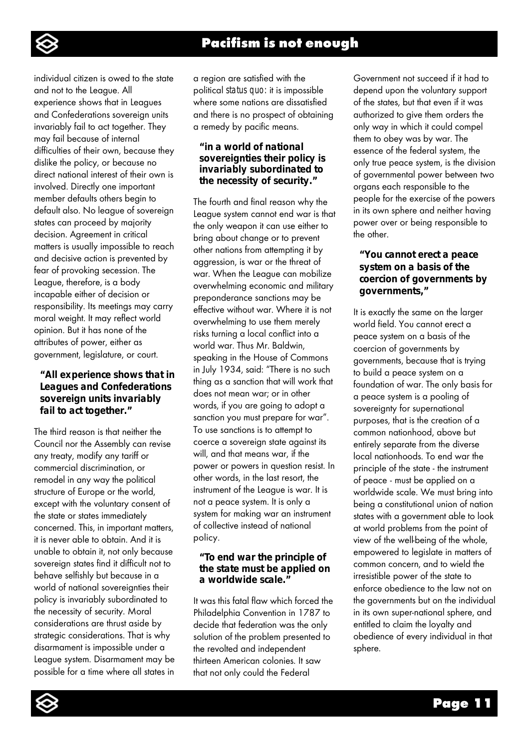individual citizen is owed to the state and not to the League. All experience shows that in Leagues and Confederations sovereign units invariably fail to act together. They may fail because of internal difficulties of their own, because they dislike the policy, or because no direct national interest of their own is involved. Directly one important member defaults others begin to default also. No league of sovereign states can proceed by majority decision. Agreement in critical matters is usually impossible to reach and decisive action is prevented by fear of provoking secession. The League, therefore, is a body incapable either of decision or responsibility. Its meetings may carry moral weight. It may reflect world opinion. But it has none of the attributes of power, either as government, legislature, or court.

> **"All experience shows that in Leagues and Confederations sovereign units invariably fail to act together."**

The third reason is that neither the Council nor the Assembly can revise any treaty, modify any tariff or commercial discrimination, or remodel in any way the political structure of Europe or the world, except with the voluntary consent of the state or states immediately concerned. This, in important matters, it is never able to obtain. And it is unable to obtain it, not only because sovereign states find it difficult not to behave selfishly but because in a world of national sovereignties their policy is invariably subordinated to the necessity of security. Moral considerations are thrust aside by strategic considerations. That is why disarmament is impossible under a League system. Disarmament may be possible for a time where all states in a region are satisfied with the political *status quo*: it is impossible where some nations are dissatisfied and there is no prospect of obtaining a remedy by pacific means.

> **"in a world of national sovereignties their policy is invariably subordinated to the necessity of security."**

The fourth and final reason why the League system cannot end war is that the only weapon it can use either to bring about change or to prevent other nations from attempting it by aggression, is war or the threat of war. When the League can mobilize overwhelming economic and military preponderance sanctions may be effective without war. Where it is not overwhelming to use them merely risks turning a local conflict into a world war. Thus Mr. Baldwin, speaking in the House of Commons in July 1934, said: "There is no such thing as a sanction that will work that does not mean war; or in other words, if you are going to adopt a sanction you must prepare for war". To use sanctions is to attempt to coerce a sovereign state against its will, and that means war, if the power or powers in question resist. In other words, in the last resort, the instrument of the League is war. It is not a peace system. It is only a system for making war an instrument of collective instead of national policy.

> **"To end war the principle of the state must be applied on a worldwide scale."**

It was this fatal flaw which forced the Philadelphia Convention in 1787 to decide that federation was the only solution of the problem presented to the revolted and independent thirteen American colonies. It saw that not only could the Federal Government not succeed if it had to depend upon the voluntary support of the states, but that even if it was authorized to give them orders the only way in which it could compel them to obey was by war. The essence of the federal system, the only true peace system, is the division of governmental power between two organs each responsible to the people for the exercise of the powers in its own sphere and neither having power over or being responsible to the other.

> **"You cannot erect a peace system on a basis of the coercion of governments by governments,"**

It is exactly the same on the larger world field. You cannot erect a peace system on a basis of the coercion of governments by governments, because that is trying to build a peace system on a foundation of war. The only basis for a peace system is a pooling of sovereignty for supernational purposes, that is the creation of a common nationhood, above but entirely separate from the diverse local nationhoods. To end war the principle of the state - the instrument of peace - must be applied on a worldwide scale. We must bring into being a constitutional union of nation states with a government able to look at world problems from the point of view of the well-being of the whole, empowered to legislate in matters of common concern, and to wield the irresistible power of the state to enforce obedience to the law not on the governments but on the individual in its own super-national sphere, and entitled to claim the loyalty and obedience of every individual in that sphere.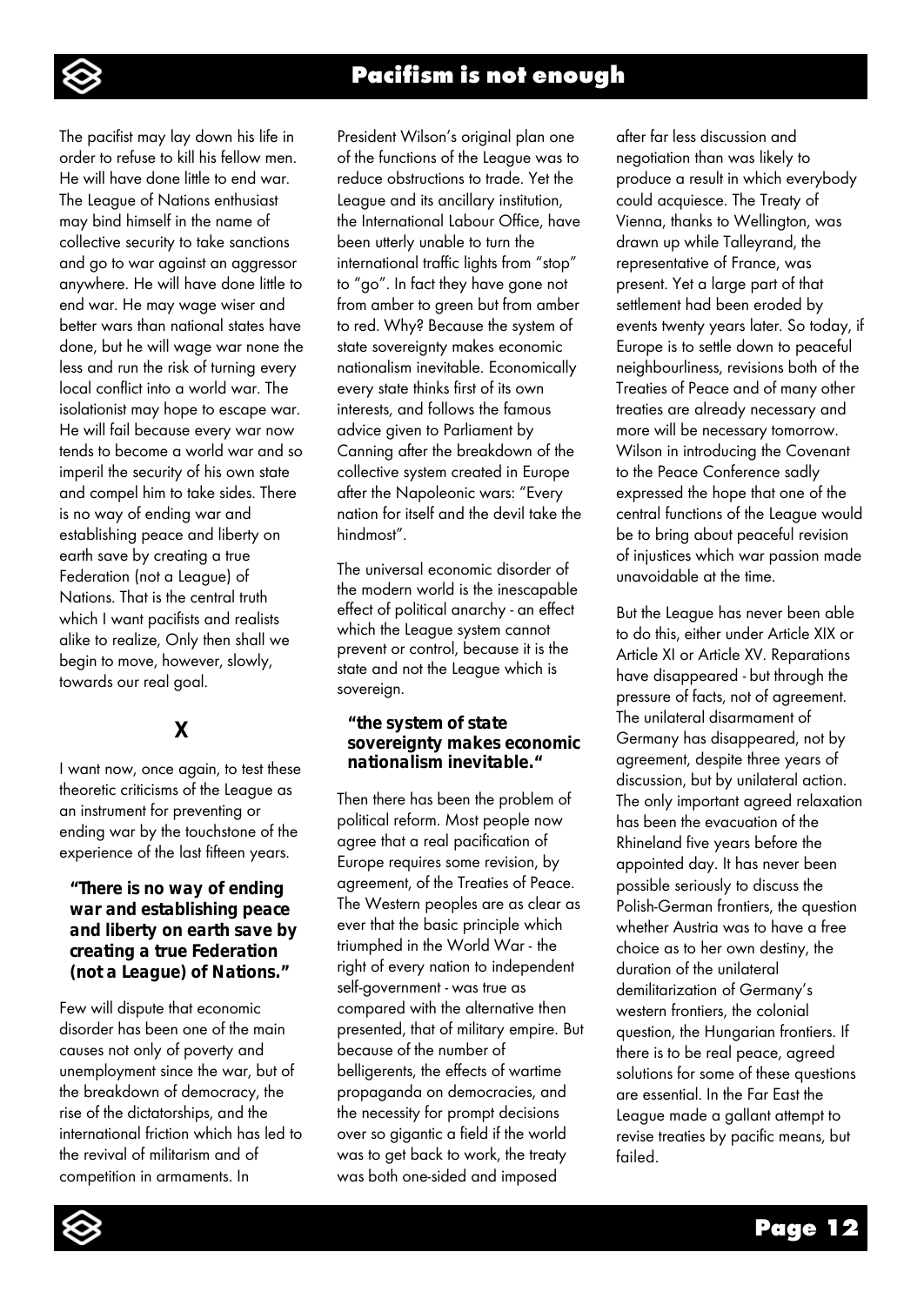The pacifist may lay down his life in order to refuse to kill his fellow men. He will have done little to end war. The League of Nations enthusiast may bind himself in the name of collective security to take sanctions and go to war against an aggressor anywhere. He will have done little to end war. He may wage wiser and better wars than national states have done, but he will wage war none the less and run the risk of turning every local conflict into a world war. The isolationist may hope to escape war. He will fail because every war now tends to become a world war and so imperil the security of his own state and compel him to take sides. There is no way of ending war and establishing peace and liberty on earth save by creating a true Federation (not a League) of Nations. That is the central truth which I want pacifists and realists alike to realize, Only then shall we begin to move, however, slowly, towards our real goal.

## X

I want now, once again, to test these theoretic criticisms of the League as an instrument for preventing or ending war by the touchstone of the experience of the last fifteen years.

> **"There is no way of ending war and establishing peace and liberty on earth save by creating a true Federation (not a League) of Nations."**

Few will dispute that economic disorder has been one of the main causes not only of poverty and unemployment since the war, but of the breakdown of democracy, the rise of the dictatorships, and the international friction which has led to the revival of militarism and of competition in armaments. In President Wilson's original plan one of the functions of the League was to reduce obstructions to trade. Yet the League and its ancillary institution, the International Labour Office, have been utterly unable to turn the international traffic lights from "stop" to "go". In fact they have gone not from amber to green but from amber to red. Why? Because the system of state sovereignty makes economic nationalism inevitable. Economically every state thinks first of its own interests, and follows the famous advice given to Parliament by Canning after the breakdown of the collective system created in Europe after the Napoleonic wars: "Every nation for itself and the devil take the hindmost".

The universal economic disorder of the modern world is the inescapable effect of political anarchy - an effect which the League system cannot prevent or control, because it is the state and not the League which is sovereign.

> **"the system of state sovereignty makes economic nationalism inevitable."**

Then there has been the problem of political reform. Most people now agree that a real pacification of Europe requires some revision, by agreement, of the Treaties of Peace. The Western peoples are as clear as ever that the basic principle which triumphed in the World War - the right of every nation to independent self-government - was true as compared with the alternative then presented, that of military empire. But because of the number of belligerents, the effects of wartime propaganda on democracies, and the necessity for prompt decisions over so gigantic a field if the world was to get back to work, the treaty was both one-sided and imposed after far less discussion and negotiation than was likely to produce a result in which everybody could acquiesce. The Treaty of Vienna, thanks to Wellington, was drawn up while Talleyrand, the representative of France, was present. Yet a large part of that settlement had been eroded by events twenty years later. So today, if Europe is to settle down to peaceful neighbourliness, revisions both of the Treaties of Peace and of many other treaties are already necessary and more will be necessary tomorrow. Wilson in introducing the Covenant to the Peace Conference sadly expressed the hope that one of the central functions of the League would be to bring about peaceful revision of injustices which war passion made unavoidable at the time.

But the League has never been able to do this, either under Article XIX or Article XI or Article XV. Reparations have disappeared - but through the pressure of facts, not of agreement. The unilateral disarmament of Germany has disappeared, not by agreement, despite three years of discussion, but by unilateral action. The only important agreed relaxation has been the evacuation of the Rhineland five years before the appointed day. It has never been possible seriously to discuss the Polish-German frontiers, the question whether Austria was to have a free choice as to her own destiny, the duration of the unilateral demilitarization of Germany's western frontiers, the colonial question, the Hungarian frontiers. If there is to be real peace, agreed solutions for some of these questions are essential. In the Far East the League made a gallant attempt to revise treaties by pacific means, but failed.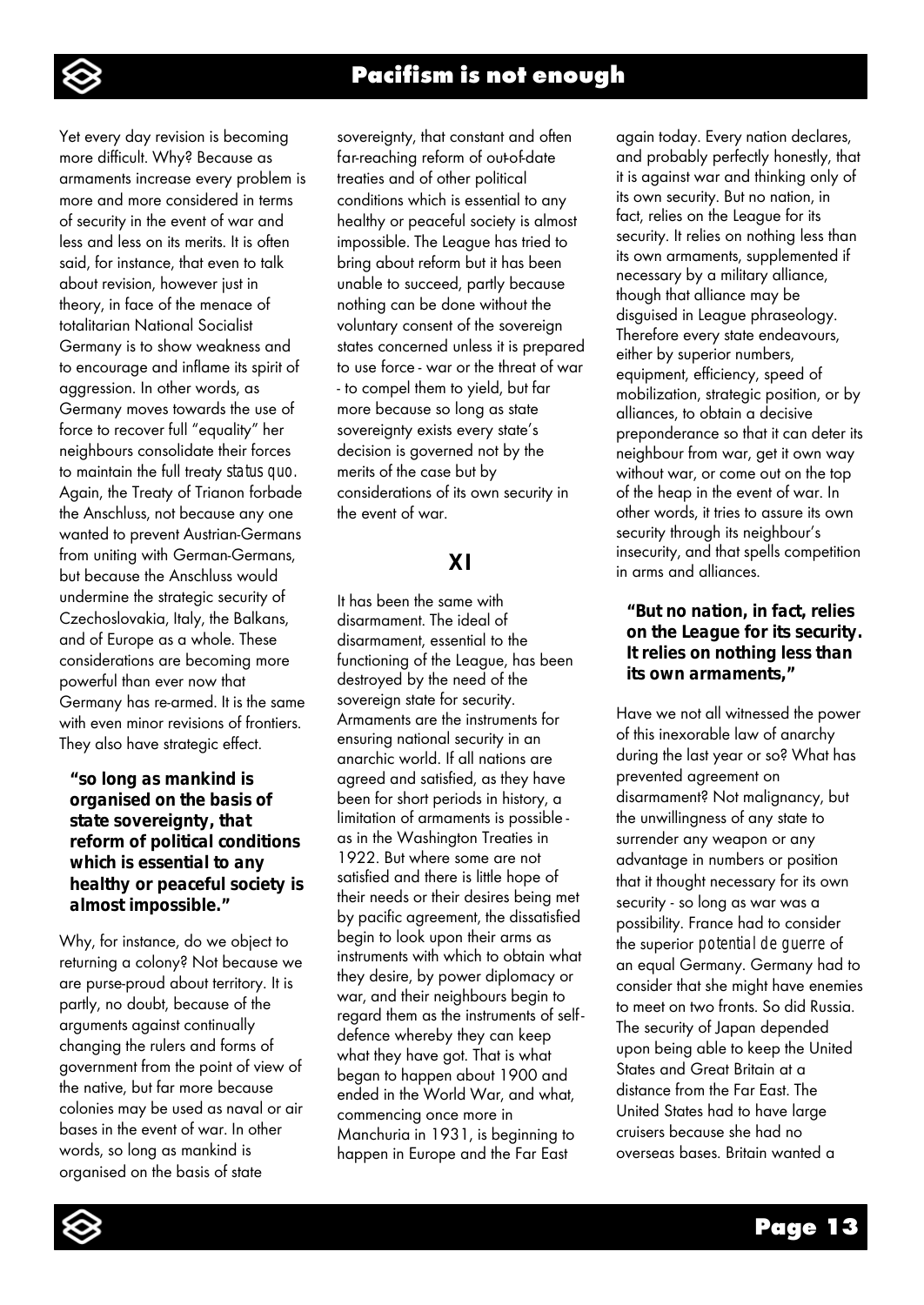Yet every day revision is becoming more difficult. Why? Because as armaments increase every problem is more and more considered in terms of security in the event of war and less and less on its merits. It is often said, for instance, that even to talk about revision, however just in theory, in face of the menace of totalitarian National Socialist Germany is to show weakness and to encourage and inflame its spirit of aggression. In other words, as Germany moves towards the use of force to recover full "equality" her neighbours consolidate their forces to maintain the full treaty *status quo*. Again, the Treaty of Trianon forbade the Anschluss, not because any one wanted to prevent Austrian-Germans from uniting with German-Germans, but because the Anschluss would undermine the strategic security of Czechoslovakia, Italy, the Balkans, and of Europe as a whole. These considerations are becoming more powerful than ever now that Germany has re-armed. It is the same with even minor revisions of frontiers. They also have strategic effect.

> **"so long as mankind is organised on the basis of state sovereignty, that reform of political conditions which is essential to any healthy or peaceful society is almost impossible."**

Why, for instance, do we object to returning a colony? Not because we are purse-proud about territory. It is partly, no doubt, because of the arguments against continually changing the rulers and forms of government from the point of view of the native, but far more because colonies may be used as naval or air bases in the event of war. In other words, so long as mankind is organised on the basis of state sovereignty, that constant and often far-reaching reform of out-of-date treaties and of other political conditions which is essential to any healthy or peaceful society is almost impossible. The League has tried to bring about reform but it has been unable to succeed, partly because nothing can be done without the voluntary consent of the sovereign states concerned unless it is prepared to use force - war or the threat of war - to compel them to yield, but far more because so long as state sovereignty exists every state's decision is governed not by the merits of the case but by considerations of its own security in the event of war.

## XI

It has been the same with disarmament. The ideal of disarmament, essential to the functioning of the League, has been destroyed by the need of the sovereign state for security. Armaments are the instruments for ensuring national security in an anarchic world. If all nations are agreed and satisfied, as they have been for short periods in history, a limitation of armaments is possible - as in the Washington Treaties in 1922. But where some are not satisfied and there is little hope of their needs or their desires being met by pacific agreement, the dissatisfied begin to look upon their arms as instruments with which to obtain what they desire, by power diplomacy or war, and their neighbours begin to regard them as the instruments of self-defence whereby they can keep what they have got. That is what began to happen about 1900 and ended in the World War, and what, commencing once more in Manchuria in 1931, is beginning to happen in Europe and the Far East again today. Every nation declares, and probably perfectly honestly, that it is against war and thinking only of its own security. But no nation, in fact, relies on the League for its security. It relies on nothing less than its own armaments, supplemented if necessary by a military alliance, though that alliance may be disguised in League phraseology. Therefore every state endeavours, either by superior numbers, equipment, efficiency, speed of mobilization, strategic position, or by alliances, to obtain a decisive preponderance so that it can deter its neighbour from war, get it own way without war, or come out on the top of the heap in the event of war. In other words, it tries to assure its own security through its neighbour's insecurity, and that spells competition in arms and alliances.

> **"But no nation, in fact, relies on the League for its security. It relies on nothing less than its own armaments,"**

Have we not all witnessed the power of this inexorable law of anarchy during the last year or so? What has prevented agreement on disarmament? Not malignancy, but the unwillingness of any state to surrender any weapon or any advantage in numbers or position that it thought necessary for its own security - so long as war was a possibility. France had to consider the superior *potential de guerre* of an equal Germany. Germany had to consider that she might have enemies to meet on two fronts. So did Russia. The security of Japan depended upon being able to keep the United States and Great Britain at a distance from the Far East. The United States had to have large cruisers because she had no overseas bases. Britain wanted a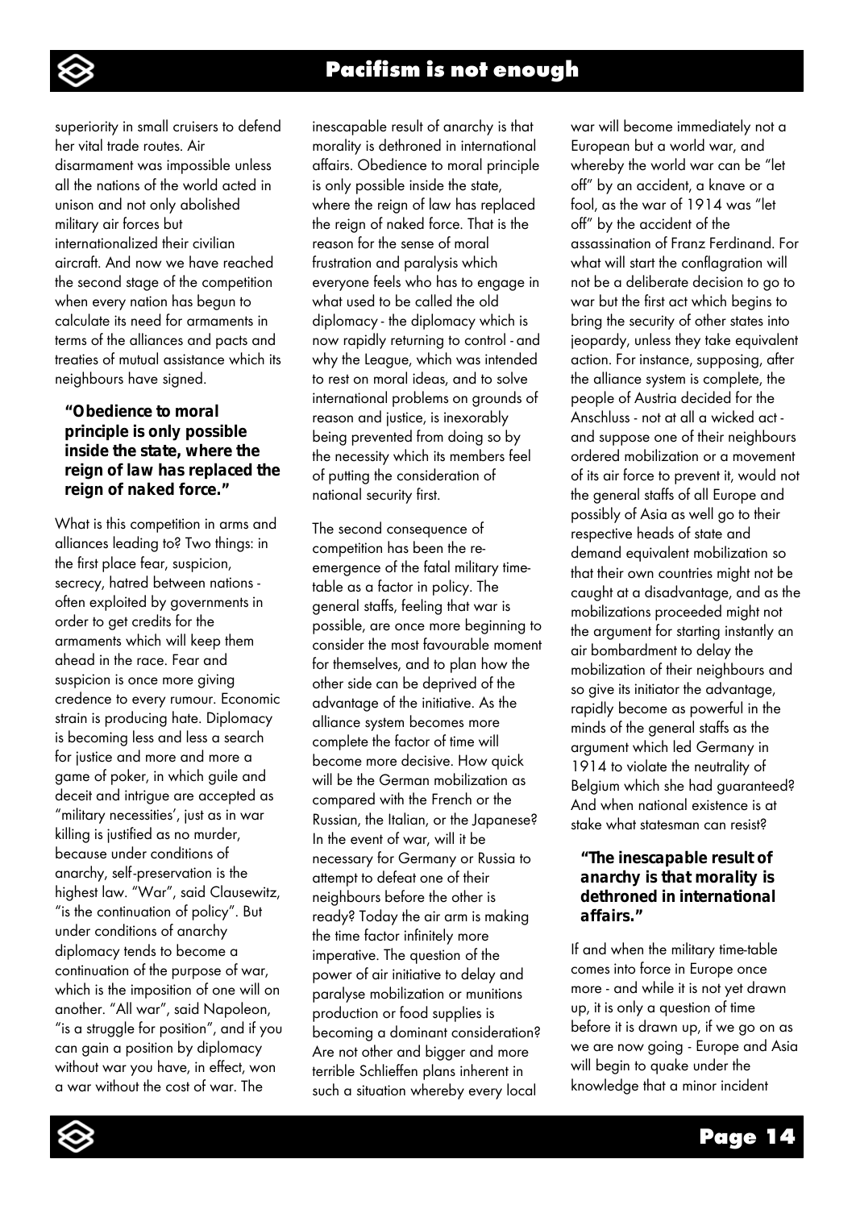superiority in small cruisers to defend her vital trade routes. Air disarmament was impossible unless all the nations of the world acted in unison and not only abolished military air forces but internationalized their civilian aircraft. And now we have reached the second stage of the competition when every nation has begun to calculate its need for armaments in terms of the alliances and pacts and treaties of mutual assistance which its neighbours have signed.

> **"Obedience to moral principle is only possible inside the state, where the reign of law has replaced the reign of naked force."**

What is this competition in arms and alliances leading to? Two things: in the first place fear, suspicion, secrecy, hatred between nations - often exploited by governments in order to get credits for the armaments which will keep them ahead in the race. Fear and suspicion is once more giving credence to every rumour. Economic strain is producing hate. Diplomacy is becoming less and less a search for justice and more and more a game of poker, in which guile and deceit and intrigue are accepted as "military necessities', just as in war killing is justified as no murder, because under conditions of anarchy, self-preservation is the highest law. "War", said Clausewitz, "is the continuation of policy". But under conditions of anarchy diplomacy tends to become a continuation of the purpose of war, which is the imposition of one will on another. "All war", said Napoleon, "is a struggle for position", and if you can gain a position by diplomacy without war you have, in effect, won a war without the cost of war. The inescapable result of anarchy is that morality is dethroned in international affairs. Obedience to moral principle is only possible inside the state, where the reign of law has replaced the reign of naked force. That is the reason for the sense of moral frustration and paralysis which everyone feels who has to engage in what used to be called the old diplomacy - the diplomacy which is now rapidly returning to control - and why the League, which was intended to rest on moral ideas, and to solve international problems on grounds of reason and justice, is inexorably being prevented from doing so by the necessity which its members feel of putting the consideration of national security first.

The second consequence of competition has been the re-emergence of the fatal military time-table as a factor in policy. The general staffs, feeling that war is possible, are once more beginning to consider the most favourable moment for themselves, and to plan how the other side can be deprived of the advantage of the initiative. As the alliance system becomes more complete the factor of time will become more decisive. How quick will be the German mobilization as compared with the French or the Russian, the Italian, or the Japanese? In the event of war, will it be necessary for Germany or Russia to attempt to defeat one of their neighbours before the other is ready? Today the air arm is making the time factor infinitely more imperative. The question of the power of air initiative to delay and paralyse mobilization or munitions production or food supplies is becoming a dominant consideration? Are not other and bigger and more terrible Schlieffen plans inherent in such a situation whereby every local war will become immediately not a European but a world war, and whereby the world war can be "let off" by an accident, a knave or a fool, as the war of 1914 was "let off" by the accident of the assassination of Franz Ferdinand. For what will start the conflagration will not be a deliberate decision to go to war but the first act which begins to bring the security of other states into jeopardy, unless they take equivalent action. For instance, supposing, after the alliance system is complete, the people of Austria decided for the Anschluss - not at all a wicked act - and suppose one of their neighbours ordered mobilization or a movement of its air force to prevent it, would not the general staffs of all Europe and possibly of Asia as well go to their respective heads of state and demand equivalent mobilization so that their own countries might not be caught at a disadvantage, and as the mobilizations proceeded might not the argument for starting instantly an air bombardment to delay the mobilization of their neighbours and so give its initiator the advantage, rapidly become as powerful in the minds of the general staffs as the argument which led Germany in 1914 to violate the neutrality of Belgium which she had guaranteed? And when national existence is at stake what statesman can resist?

> **"The inescapable result of anarchy is that morality is dethroned in international affairs."**

If and when the military time-table comes into force in Europe once more - and while it is not yet drawn up, it is only a question of time before it is drawn up, if we go on as we are now going - Europe and Asia will begin to quake under the knowledge that a minor incident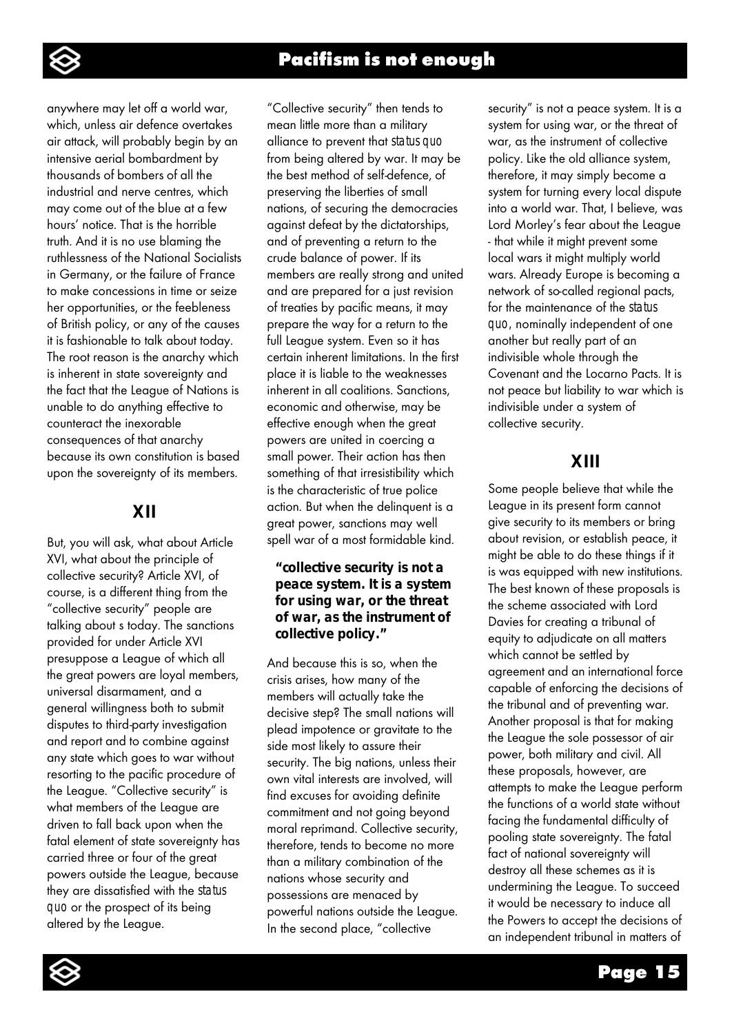anywhere may let off a world war, which, unless air defence overtakes air attack, will probably begin by an intensive aerial bombardment by thousands of bombers of all the industrial and nerve centres, which may come out of the blue at a few hours' notice. That is the horrible truth. And it is no use blaming the ruthlessness of the National Socialists in Germany, or the failure of France to make concessions in time or seize her opportunities, or the feebleness of British policy, or any of the causes it is fashionable to talk about today. The root reason is the anarchy which is inherent in state sovereignty and the fact that the League of Nations is unable to do anything effective to counteract the inexorable consequences of that anarchy because its own constitution is based upon the sovereignty of its members.

## XII

But, you will ask, what about Article XVI, what about the principle of collective security? Article XVI, of course, is a different thing from the "collective security" people are talking about s today. The sanctions provided for under Article XVI presuppose a League of which all the great powers are loyal members, universal disarmament, and a general willingness both to submit disputes to third-party investigation and report and to combine against any state which goes to war without resorting to the pacific procedure of the League. "Collective security" is what members of the League are driven to fall back upon when the fatal element of state sovereignty has carried three or four of the great powers outside the League, because they are dissatisfied with the *status quo* or the prospect of its being altered by the League.

"Collective security" then tends to mean little more than a military alliance to prevent that *status quo* from being altered by war. It may be the best method of self-defence, of preserving the liberties of small nations, of securing the democracies against defeat by the dictatorships, and of preventing a return to the crude balance of power. If its members are really strong and united and are prepared for a just revision of treaties by pacific means, it may prepare the way for a return to the full League system. Even so it has certain inherent limitations. In the first place it is liable to the weaknesses inherent in all coalitions. Sanctions, economic and otherwise, may be effective enough when the great powers are united in coercing a small power. Their action has then something of that irresistibility which is the characteristic of true police action. But when the delinquent is a great power, sanctions may well spell war of a most formidable kind.

**"collective security is not a peace system. It is a system for using war, or the threat of war, as the instrument of collective policy."**

And because this is so, when the crisis arises, how many of the members will actually take the decisive step? The small nations will plead impotence or gravitate to the side most likely to assure their security. The big nations, unless their own vital interests are involved, will find excuses for avoiding definite commitment and not going beyond moral reprimand. Collective security, therefore, tends to become no more than a military combination of the nations whose security and possessions are menaced by powerful nations outside the League. In the second place, "collective security" is not a peace system. It is a system for using war, or the threat of war, as the instrument of collective policy. Like the old alliance system, therefore, it may simply become a system for turning every local dispute into a world war. That, I believe, was Lord Morley's fear about the League - that while it might prevent some local wars it might multiply world wars. Already Europe is becoming a network of so-called regional pacts, for the maintenance of the *status quo*, nominally independent of one another but really part of an indivisible whole through the Covenant and the Locarno Pacts. It is not peace but liability to war which is indivisible under a system of collective security.

## XIII

Some people believe that while the League in its present form cannot give security to its members or bring about revision, or establish peace, it might be able to do these things if it is was equipped with new institutions. The best known of these proposals is the scheme associated with Lord Davies for creating a tribunal of equity to adjudicate on all matters which cannot be settled by agreement and an international force capable of enforcing the decisions of the tribunal and of preventing war. Another proposal is that for making the League the sole possessor of air power, both military and civil. All these proposals, however, are attempts to make the League perform the functions of a world state without facing the fundamental difficulty of pooling state sovereignty. The fatal fact of national sovereignty will destroy all these schemes as it is undermining the League. To succeed it would be necessary to induce all the Powers to accept the decisions of an independent tribunal in matters of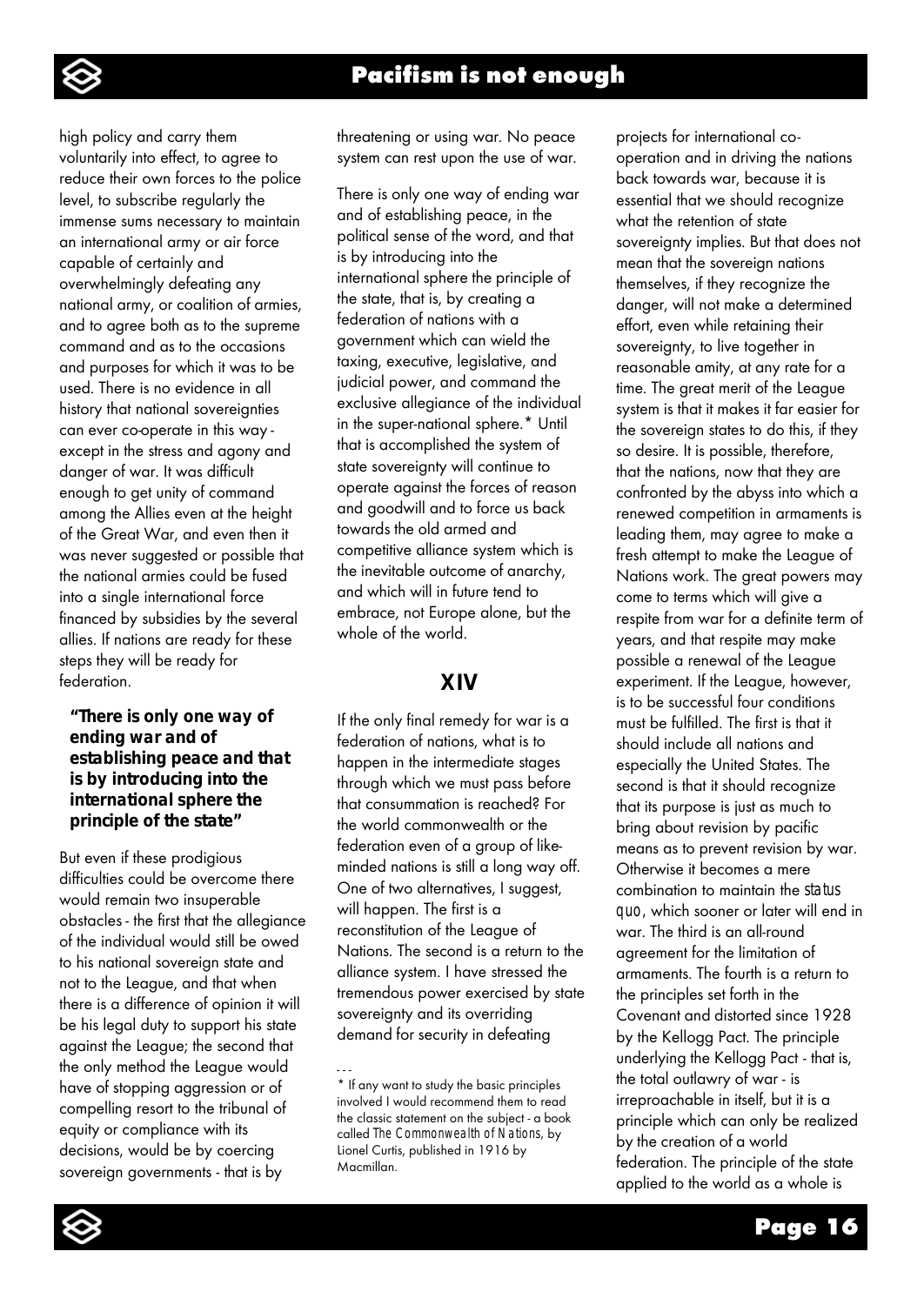high policy and carry them voluntarily into effect, to agree to reduce their own forces to the police level, to subscribe regularly the immense sums necessary to maintain an international army or air force capable of certainly and overwhelmingly defeating any national army, or coalition of armies, and to agree both as to the supreme command and as to the occasions and purposes for which it was to be used. There is no evidence in all history that national sovereignties can ever co-operate in this way - except in the stress and agony and danger of war. It was difficult enough to get unity of command among the Allies even at the height of the Great War, and even then it was never suggested or possible that the national armies could be fused into a single international force financed by subsidies by the several allies. If nations are ready for these steps they will be ready for federation.

> **"There is only one way of ending war and of establishing peace and that is by introducing into the international sphere the principle of the state"**

But even if these prodigious difficulties could be overcome there would remain two insuperable obstacles - the first that the allegiance of the individual would still be owed to his national sovereign state and not to the League, and that when there is a difference of opinion it will be his legal duty to support his state against the League; the second that the only method the League would have of stopping aggression or of compelling resort to the tribunal of equity or compliance with its decisions, would be by coercing sovereign governments - that is by threatening or using war. No peace system can rest upon the use of war.

There is only one way of ending war and of establishing peace, in the political sense of the word, and that is by introducing into the international sphere the principle of the state, that is, by creating a federation of nations with a government which can wield the taxing, executive, legislative, and judicial power, and command the exclusive allegiance of the individual in the super-national sphere.* Until that is accomplished the system of state sovereignty will continue to operate against the forces of reason and goodwill and to force us back towards the old armed and competitive alliance system which is the inevitable outcome of anarchy, and which will in future tend to embrace, not Europe alone, but the whole of the world.

## XIV

If the only final remedy for war is a federation of nations, what is to happen in the intermediate stages through which we must pass before that consummation is reached? For the world commonwealth or the federation even of a group of like-minded nations is still a long way off. One of two alternatives, I suggest, will happen. The first is a reconstitution of the League of Nations. The second is a return to the alliance system. I have stressed the tremendous power exercised by state sovereignty and its overriding demand for security in defeating projects for international co-operation and in driving the nations back towards war, because it is essential that we should recognize what the retention of state sovereignty implies. But that does not mean that the sovereign nations themselves, if they recognize the danger, will not make a determined effort, even while retaining their sovereignty, to live together in reasonable amity, at any rate for a time. The great merit of the League system is that it makes it far easier for the sovereign states to do this, if they so desire. It is possible, therefore, that the nations, now that they are confronted by the abyss into which a renewed competition in armaments is leading them, may agree to make a fresh attempt to make the League of Nations work. The great powers may come to terms which will give a respite from war for a definite term of years, and that respite may make possible a renewal of the League experiment. If the League, however, is to be successful four conditions must be fulfilled. The first is that it should include all nations and especially the United States. The second is that it should recognize that its purpose is just as much to bring about revision by pacific means as to prevent revision by war. Otherwise it becomes a mere combination to maintain the *status quo*, which sooner or later will end in war. The third is an all-round agreement for the limitation of armaments. The fourth is a return to the principles set forth in the Covenant and distorted since 1928 by the Kellogg Pact. The principle underlying the Kellogg Pact - that is, the total outlawry of war - is irreproachable in itself, but it is a principle which can only be realized by the creation of a world federation. The principle of the state applied to the world as a whole is

---

\* If any want to study the basic principles involved I would recommend them to read the classic statement on the subject - a book called *The Commonwealth of Nations*, by Lionel Curtis, published in 1916 by Macmillan.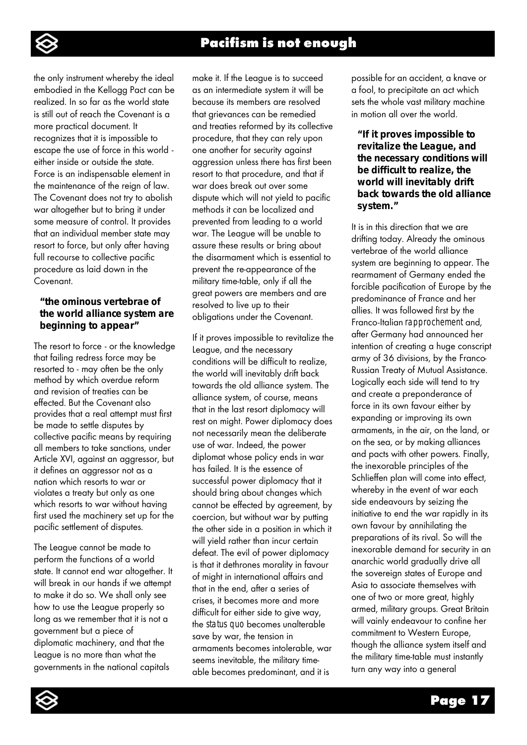the only instrument whereby the ideal embodied in the Kellogg Pact can be realized. In so far as the world state is still out of reach the Covenant is a more practical document. It recognizes that it is impossible to escape the use of force in this world - either inside or outside the state. Force is an indispensable element in the maintenance of the reign of law. The Covenant does not try to abolish war altogether but to bring it under some measure of control. It provides that an individual member state may resort to force, but only after having full recourse to collective pacific procedure as laid down in the Covenant.

**"the ominous vertebrae of the world alliance system are beginning to appear"**

The resort to force - or the knowledge that failing redress force may be resorted to - may often be the only method by which overdue reform and revision of treaties can be effected. But the Covenant also provides that a real attempt must first be made to settle disputes by collective pacific means by requiring all members to take sanctions, under Article XVI, against an aggressor, but it defines an aggressor not as a nation which resorts to war or violates a treaty but only as one which resorts to war without having first used the machinery set up for the pacific settlement of disputes.

The League cannot be made to perform the functions of a world state. It cannot end war altogether. It will break in our hands if we attempt to make it do so. We shall only see how to use the League properly so long as we remember that it is not a government but a piece of diplomatic machinery, and that the League is no more than what the governments in the national capitals make it. If the League is to succeed as an intermediate system it will be because its members are resolved that grievances can be remedied and treaties reformed by its collective procedure, that they can rely upon one another for security against aggression unless there has first been resort to that procedure, and that if war does break out over some dispute which will not yield to pacific methods it can be localized and prevented from leading to a world war. The League will be unable to assure these results or bring about the disarmament which is essential to prevent the re-appearance of the military time-table, only if all the great powers are members and are resolved to live up to their obligations under the Covenant.

If it proves impossible to revitalize the League, and the necessary conditions will be difficult to realize, the world will inevitably drift back towards the old alliance system. The alliance system, of course, means that in the last resort diplomacy will rest on might. Power diplomacy does not necessarily mean the deliberate use of war. Indeed, the power diplomat whose policy ends in war has failed. It is the essence of successful power diplomacy that it should bring about changes which cannot be effected by agreement, by coercion, but without war by putting the other side in a position in which it will yield rather than incur certain defeat. The evil of power diplomacy is that it dethrones morality in favour of might in international affairs and that in the end, after a series of crises, it becomes more and more difficult for either side to give way, the *status quo* becomes unalterable save by war, the tension in armaments becomes intolerable, war seems inevitable, the military time-able becomes predominant, and it is possible for an accident, a knave or a fool, to precipitate an act which sets the whole vast military machine in motion all over the world.

**"If it proves impossible to revitalize the League, and the necessary conditions will be difficult to realize, the world will inevitably drift back towards the old alliance system."**

It is in this direction that we are drifting today. Already the ominous vertebrae of the world alliance system are beginning to appear. The rearmament of Germany ended the forcible pacification of Europe by the predominance of France and her allies. It was followed first by the Franco-Italian *rapprochement* and, after Germany had announced her intention of creating a huge conscript army of 36 divisions, by the Franco-Russian Treaty of Mutual Assistance. Logically each side will tend to try and create a preponderance of force in its own favour either by expanding or improving its own armaments, in the air, on the land, or on the sea, or by making alliances and pacts with other powers. Finally, the inexorable principles of the Schlieffen plan will come into effect, whereby in the event of war each side endeavours by seizing the initiative to end the war rapidly in its own favour by annihilating the preparations of its rival. So will the inexorable demand for security in an anarchic world gradually drive all the sovereign states of Europe and Asia to associate themselves with one of two or more great, highly armed, military groups. Great Britain will vainly endeavour to confine her commitment to Western Europe, though the alliance system itself and the military time-table must instantly turn any way into a general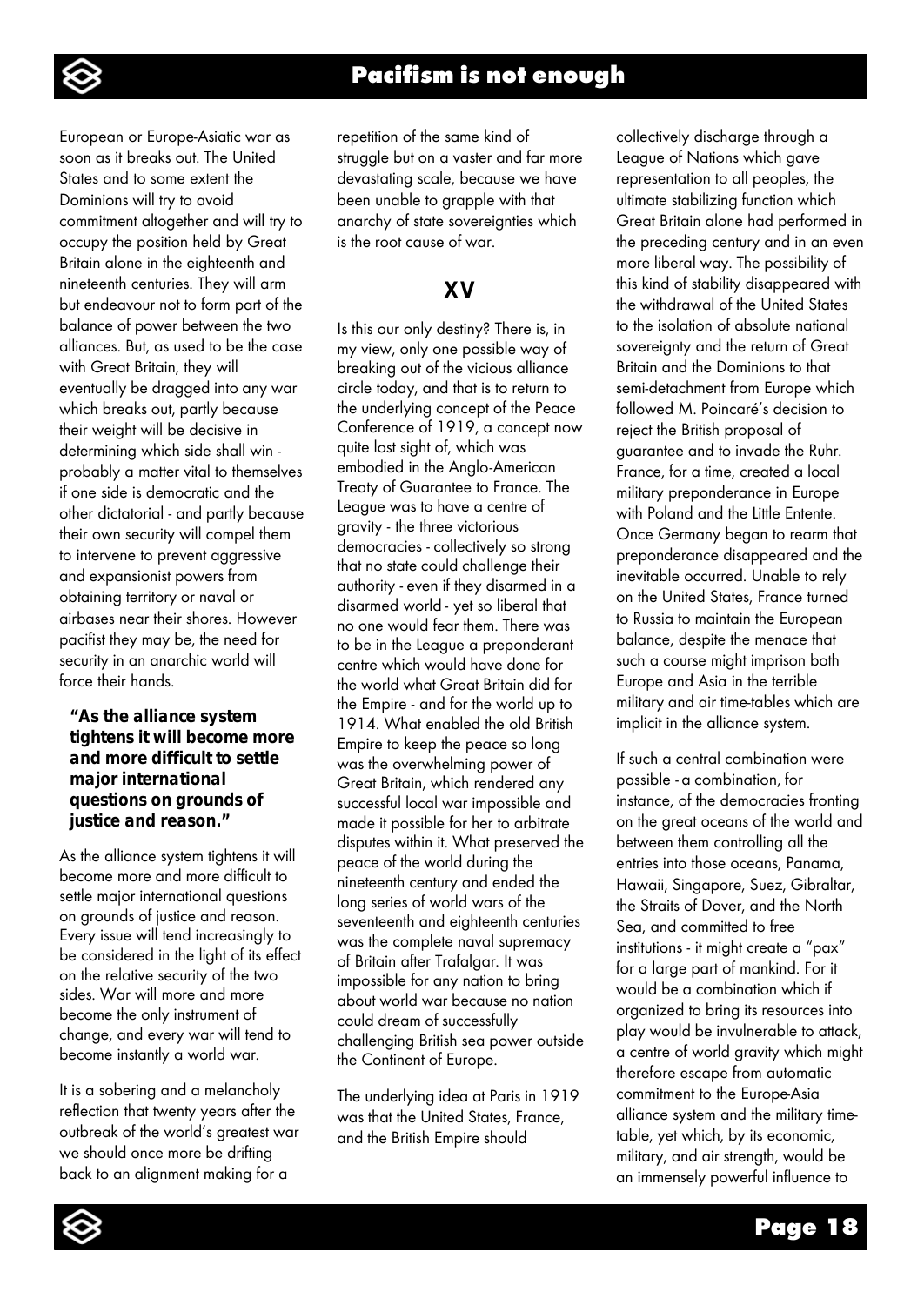European or Europe-Asiatic war as soon as it breaks out. The United States and to some extent the Dominions will try to avoid commitment altogether and will try to occupy the position held by Great Britain alone in the eighteenth and nineteenth centuries. They will arm but endeavour not to form part of the balance of power between the two alliances. But, as used to be the case with Great Britain, they will eventually be dragged into any war which breaks out, partly because their weight will be decisive in determining which side shall win - probably a matter vital to themselves if one side is democratic and the other dictatorial - and partly because their own security will compel them to intervene to prevent aggressive and expansionist powers from obtaining territory or naval or airbases near their shores. However pacifist they may be, the need for security in an anarchic world will force their hands.

> **"As the alliance system tightens it will become more and more difficult to settle major international questions on grounds of justice and reason."**

As the alliance system tightens it will become more and more difficult to settle major international questions on grounds of justice and reason. Every issue will tend increasingly to be considered in the light of its effect on the relative security of the two sides. War will more and more become the only instrument of change, and every war will tend to become instantly a world war.

It is a sobering and a melancholy reflection that twenty years after the outbreak of the world's greatest war we should once more be drifting back to an alignment making for a repetition of the same kind of struggle but on a vaster and far more devastating scale, because we have been unable to grapple with that anarchy of state sovereignties which is the root cause of war.

## XV

Is this our only destiny? There is, in my view, only one possible way of breaking out of the vicious alliance circle today, and that is to return to the underlying concept of the Peace Conference of 1919, a concept now quite lost sight of, which was embodied in the Anglo-American Treaty of Guarantee to France. The League was to have a centre of gravity - the three victorious democracies - collectively so strong that no state could challenge their authority - even if they disarmed in a disarmed world - yet so liberal that no one would fear them. There was to be in the League a preponderant centre which would have done for the world what Great Britain did for the Empire - and for the world up to 1914. What enabled the old British Empire to keep the peace so long was the overwhelming power of Great Britain, which rendered any successful local war impossible and made it possible for her to arbitrate disputes within it. What preserved the peace of the world during the nineteenth century and ended the long series of world wars of the seventeenth and eighteenth centuries was the complete naval supremacy of Britain after Trafalgar. It was impossible for any nation to bring about world war because no nation could dream of successfully challenging British sea power outside the Continent of Europe.

The underlying idea at Paris in 1919 was that the United States, France, and the British Empire should collectively discharge through a League of Nations which gave representation to all peoples, the ultimate stabilizing function which Great Britain alone had performed in the preceding century and in an even more liberal way. The possibility of this kind of stability disappeared with the withdrawal of the United States to the isolation of absolute national sovereignty and the return of Great Britain and the Dominions to that semi-detachment from Europe which followed M. Poincaré's decision to reject the British proposal of guarantee and to invade the Ruhr. France, for a time, created a local military preponderance in Europe with Poland and the Little Entente. Once Germany began to rearm that preponderance disappeared and the inevitable occurred. Unable to rely on the United States, France turned to Russia to maintain the European balance, despite the menace that such a course might imprison both Europe and Asia in the terrible military and air time-tables which are implicit in the alliance system.

If such a central combination were possible - a combination, for instance, of the democracies fronting on the great oceans of the world and between them controlling all the entries into those oceans, Panama, Hawaii, Singapore, Suez, Gibraltar, the Straits of Dover, and the North Sea, and committed to free institutions - it might create a "pax" for a large part of mankind. For it would be a combination which if organized to bring its resources into play would be invulnerable to attack, a centre of world gravity which might therefore escape from automatic commitment to the Europe-Asia alliance system and the military time-table, yet which, by its economic, military, and air strength, would be an immensely powerful influence to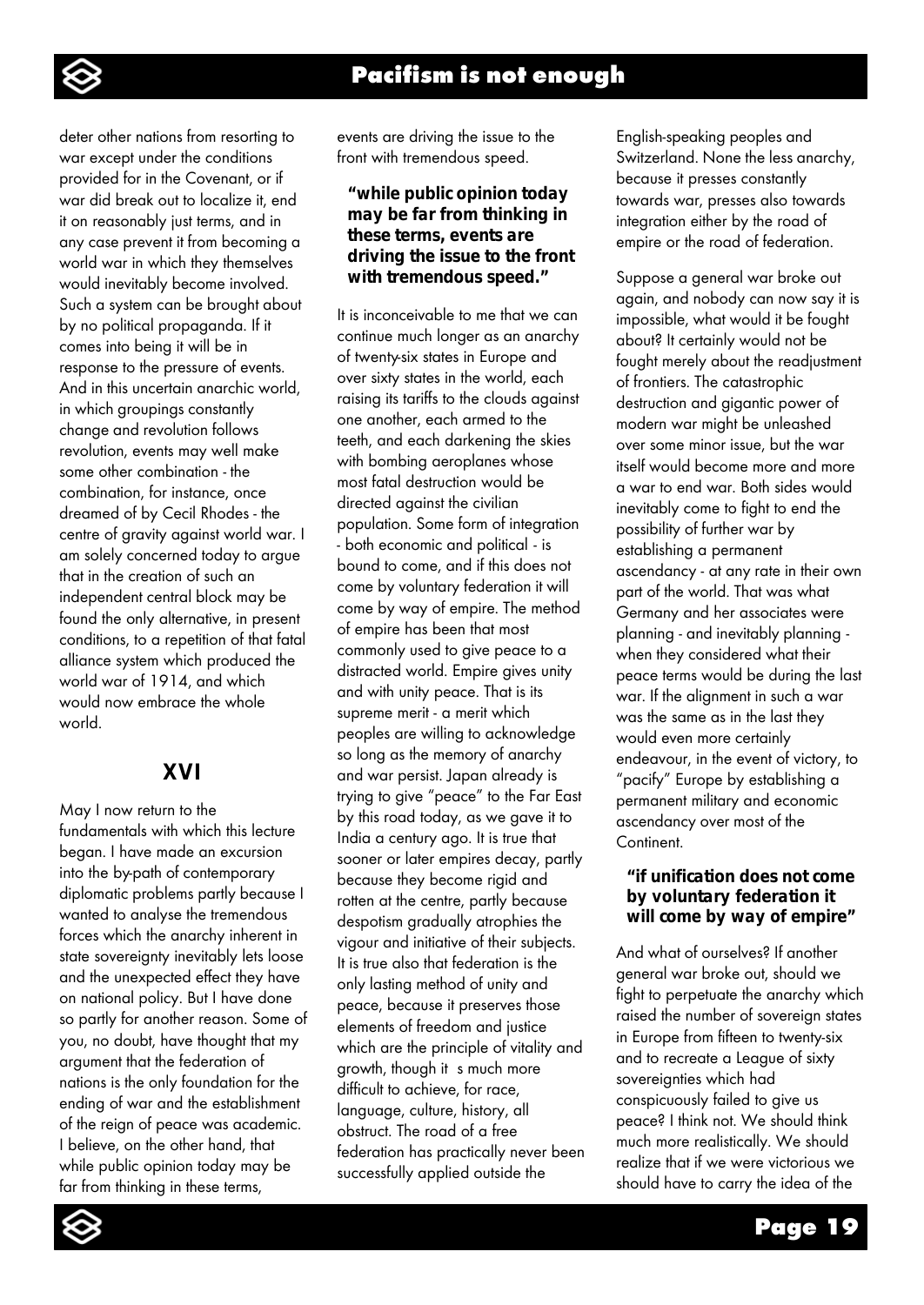deter other nations from resorting to war except under the conditions provided for in the Covenant, or if war did break out to localize it, end it on reasonably just terms, and in any case prevent it from becoming a world war in which they themselves would inevitably become involved. Such a system can be brought about by no political propaganda. If it comes into being it will be in response to the pressure of events. And in this uncertain anarchic world, in which groupings constantly change and revolution follows revolution, events may well make some other combination - the combination, for instance, once dreamed of by Cecil Rhodes - the centre of gravity against world war. I am solely concerned today to argue that in the creation of such an independent central block may be found the only alternative, in present conditions, to a repetition of that fatal alliance system which produced the world war of 1914, and which would now embrace the whole world.

## XVI

May I now return to the fundamentals with which this lecture began. I have made an excursion into the by-path of contemporary diplomatic problems partly because I wanted to analyse the tremendous forces which the anarchy inherent in state sovereignty inevitably lets loose and the unexpected effect they have on national policy. But I have done so partly for another reason. Some of you, no doubt, have thought that my argument that the federation of nations is the only foundation for the ending of war and the establishment of the reign of peace was academic. I believe, on the other hand, that while public opinion today may be far from thinking in these terms, events are driving the issue to the front with tremendous speed.

> **"while public opinion today may be far from thinking in these terms, events are driving the issue to the front with tremendous speed."**

It is inconceivable to me that we can continue much longer as an anarchy of twenty-six states in Europe and over sixty states in the world, each raising its tariffs to the clouds against one another, each armed to the teeth, and each darkening the skies with bombing aeroplanes whose most fatal destruction would be directed against the civilian population. Some form of integration - both economic and political - is bound to come, and if this does not come by voluntary federation it will come by way of empire. The method of empire has been that most commonly used to give peace to a distracted world. Empire gives unity and with unity peace. That is its supreme merit - a merit which peoples are willing to acknowledge so long as the memory of anarchy and war persist. Japan already is trying to give "peace" to the Far East by this road today, as we gave it to India a century ago. It is true that sooner or later empires decay, partly because they become rigid and rotten at the centre, partly because despotism gradually atrophies the vigour and initiative of their subjects. It is true also that federation is the only lasting method of unity and peace, because it preserves those elements of freedom and justice which are the principle of vitality and growth, though it s much more difficult to achieve, for race, language, culture, history, all obstruct. The road of a free federation has practically never been successfully applied outside the English-speaking peoples and Switzerland. None the less anarchy, because it presses constantly towards war, presses also towards integration either by the road of empire or the road of federation.

Suppose a general war broke out again, and nobody can now say it is impossible, what would it be fought about? It certainly would not be fought merely about the readjustment of frontiers. The catastrophic destruction and gigantic power of modern war might be unleashed over some minor issue, but the war itself would become more and more a war to end war. Both sides would inevitably come to fight to end the possibility of further war by establishing a permanent ascendancy - at any rate in their own part of the world. That was what Germany and her associates were planning - and inevitably planning - when they considered what their peace terms would be during the last war. If the alignment in such a war was the same as in the last they would even more certainly endeavour, in the event of victory, to "pacify" Europe by establishing a permanent military and economic ascendancy over most of the Continent.

> **"if unification does not come by voluntary federation it will come by way of empire"**

And what of ourselves? If another general war broke out, should we fight to perpetuate the anarchy which raised the number of sovereign states in Europe from fifteen to twenty-six and to recreate a League of sixty sovereignties which had conspicuously failed to give us peace? I think not. We should think much more realistically. We should realize that if we were victorious we should have to carry the idea of the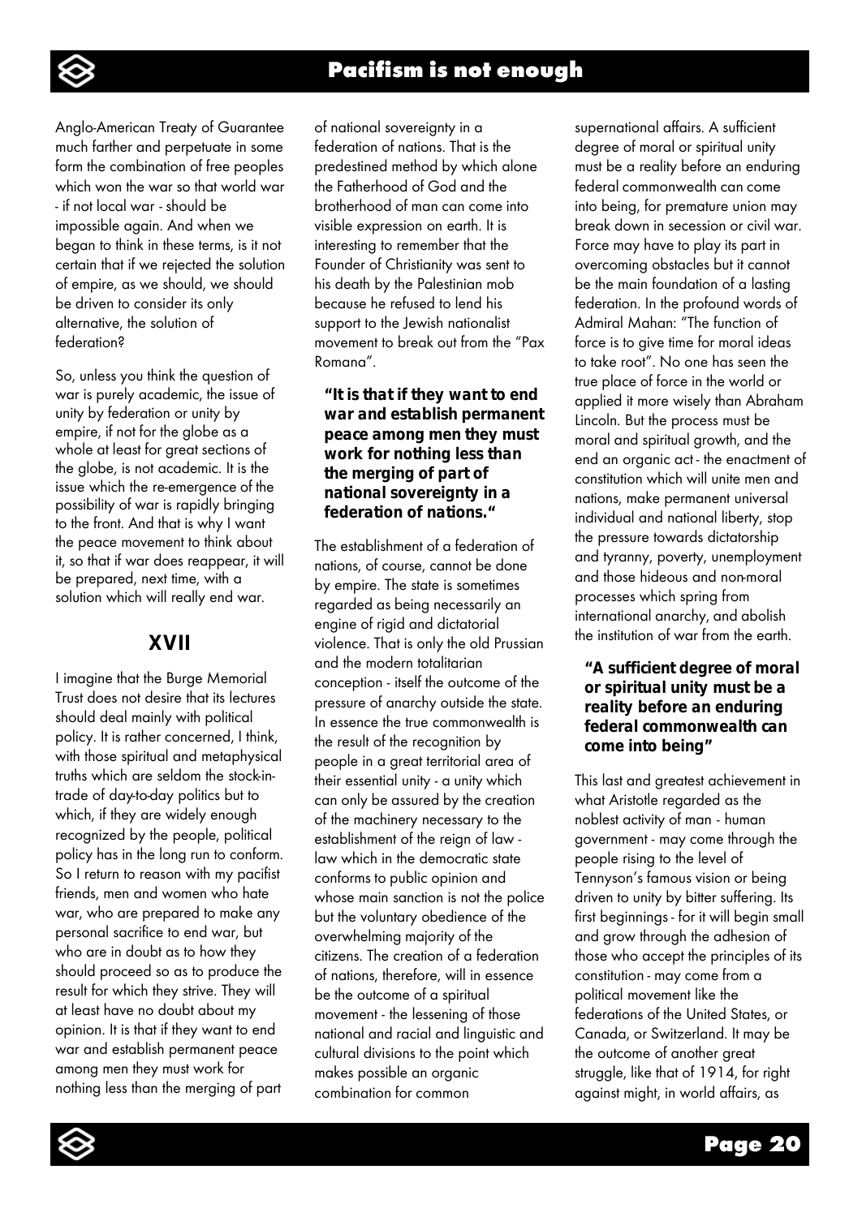Anglo-American Treaty of Guarantee much farther and perpetuate in some form the combination of free peoples which won the war so that world war - if not local war - should be impossible again. And when we began to think in these terms, is it not certain that if we rejected the solution of empire, as we should, we should be driven to consider its only alternative, the solution of federation?

So, unless you think the question of war is purely academic, the issue of unity by federation or unity by empire, if not for the globe as a whole at least for great sections of the globe, is not academic. It is the issue which the re-emergence of the possibility of war is rapidly bringing to the front. And that is why I want the peace movement to think about it, so that if war does reappear, it will be prepared, next time, with a solution which will really end war.

## XVII

I imagine that the Burge Memorial Trust does not desire that its lectures should deal mainly with political policy. It is rather concerned, I think, with those spiritual and metaphysical truths which are seldom the stock-in-trade of day-to-day politics but to which, if they are widely enough recognized by the people, political policy has in the long run to conform. So I return to reason with my pacifist friends, men and women who hate war, who are prepared to make any personal sacrifice to end war, but who are in doubt as to how they should proceed so as to produce the result for which they strive. They will at least have no doubt about my opinion. It is that if they want to end war and establish permanent peace among men they must work for nothing less than the merging of part of national sovereignty in a federation of nations. That is the predestined method by which alone the Fatherhood of God and the brotherhood of man can come into visible expression on earth. It is interesting to remember that the Founder of Christianity was sent to his death by the Palestinian mob because he refused to lend his support to the Jewish nationalist movement to break out from the "Pax Romana".

> **"It is that if they want to end war and establish permanent peace among men they must work for nothing less than the merging of part of national sovereignty in a federation of nations."**

The establishment of a federation of nations, of course, cannot be done by empire. The state is sometimes regarded as being necessarily an engine of rigid and dictatorial violence. That is only the old Prussian and the modern totalitarian conception - itself the outcome of the pressure of anarchy outside the state. In essence the true commonwealth is the result of the recognition by people in a great territorial area of their essential unity - a unity which can only be assured by the creation of the machinery necessary to the establishment of the reign of law - law which in the democratic state conforms to public opinion and whose main sanction is not the police but the voluntary obedience of the overwhelming majority of the citizens. The creation of a federation of nations, therefore, will in essence be the outcome of a spiritual movement - the lessening of those national and racial and linguistic and cultural divisions to the point which makes possible an organic combination for common supernational affairs. A sufficient degree of moral or spiritual unity must be a reality before an enduring federal commonwealth can come into being, for premature union may break down in secession or civil war. Force may have to play its part in overcoming obstacles but it cannot be the main foundation of a lasting federation. In the profound words of Admiral Mahan: "The function of force is to give time for moral ideas to take root". No one has seen the true place of force in the world or applied it more wisely than Abraham Lincoln. But the process must be moral and spiritual growth, and the end an organic act - the enactment of constitution which will unite men and nations, make permanent universal individual and national liberty, stop the pressure towards dictatorship and tyranny, poverty, unemployment and those hideous and non-moral processes which spring from international anarchy, and abolish the institution of war from the earth.

> **"A sufficient degree of moral or spiritual unity must be a reality before an enduring federal commonwealth can come into being"**

This last and greatest achievement in what Aristotle regarded as the noblest activity of man - human government - may come through the people rising to the level of Tennyson's famous vision or being driven to unity by bitter suffering. Its first beginnings - for it will begin small and grow through the adhesion of those who accept the principles of its constitution - may come from a political movement like the federations of the United States, or Canada, or Switzerland. It may be the outcome of another great struggle, like that of 1914, for right against might, in world affairs, as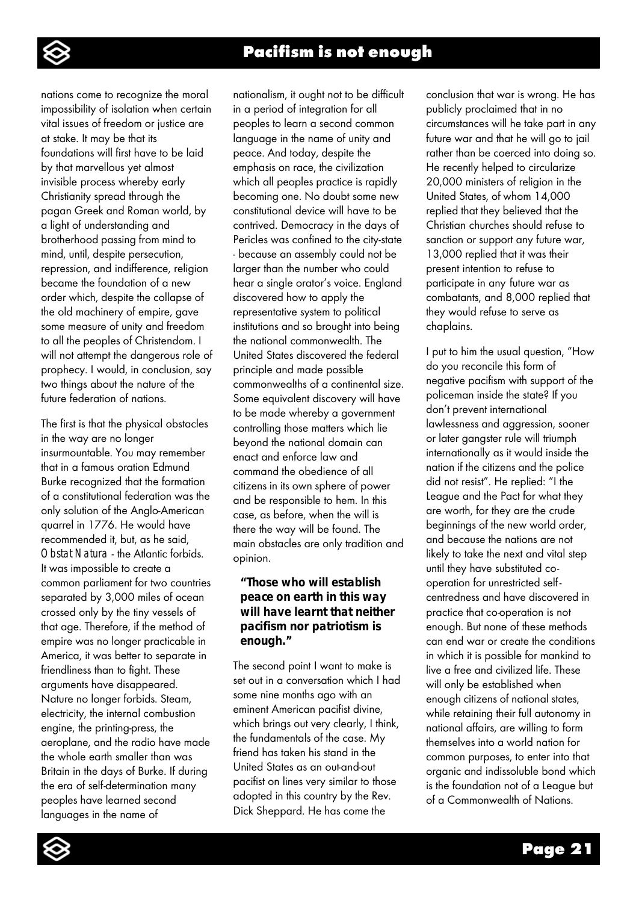nations come to recognize the moral impossibility of isolation when certain vital issues of freedom or justice are at stake. It may be that its foundations will first have to be laid by that marvellous yet almost invisible process whereby early Christianity spread through the pagan Greek and Roman world, by a light of understanding and brotherhood passing from mind to mind, until, despite persecution, repression, and indifference, religion became the foundation of a new order which, despite the collapse of the old machinery of empire, gave some measure of unity and freedom to all the peoples of Christendom. I will not attempt the dangerous role of prophecy. I would, in conclusion, say two things about the nature of the future federation of nations.

The first is that the physical obstacles in the way are no longer insurmountable. You may remember that in a famous oration Edmund Burke recognized that the formation of a constitutional federation was the only solution of the Anglo-American quarrel in 1776. He would have recommended it, but, as he said, *Obstat Natura* - the Atlantic forbids. It was impossible to create a common parliament for two countries separated by 3,000 miles of ocean crossed only by the tiny vessels of that age. Therefore, if the method of empire was no longer practicable in America, it was better to separate in friendliness than to fight. These arguments have disappeared. Nature no longer forbids. Steam, electricity, the internal combustion engine, the printing-press, the aeroplane, and the radio have made the whole earth smaller than was Britain in the days of Burke. If during the era of self-determination many peoples have learned second languages in the name of nationalism, it ought not to be difficult in a period of integration for all peoples to learn a second common language in the name of unity and peace. And today, despite the emphasis on race, the civilization which all peoples practice is rapidly becoming one. No doubt some new constitutional device will have to be contrived. Democracy in the days of Pericles was confined to the city-state - because an assembly could not be larger than the number who could hear a single orator's voice. England discovered how to apply the representative system to political institutions and so brought into being the national commonwealth. The United States discovered the federal principle and made possible commonwealths of a continental size. Some equivalent discovery will have to be made whereby a government controlling those matters which lie beyond the national domain can enact and enforce law and command the obedience of all citizens in its own sphere of power and be responsible to hem. In this case, as before, when the will is there the way will be found. The main obstacles are only tradition and opinion.

> **"Those who will establish peace on earth in this way will have learnt that neither pacifism nor patriotism is enough."**

The second point I want to make is set out in a conversation which I had some nine months ago with an eminent American pacifist divine, which brings out very clearly, I think, the fundamentals of the case. My friend has taken his stand in the United States as an out-and-out pacifist on lines very similar to those adopted in this country by the Rev. Dick Sheppard. He has come the conclusion that war is wrong. He has publicly proclaimed that in no circumstances will he take part in any future war and that he will go to jail rather than be coerced into doing so. He recently helped to circularize 20,000 ministers of religion in the United States, of whom 14,000 replied that they believed that the Christian churches should refuse to sanction or support any future war, 13,000 replied that it was their present intention to refuse to participate in any future war as combatants, and 8,000 replied that they would refuse to serve as chaplains.

I put to him the usual question, "How do you reconcile this form of negative pacifism with support of the policeman inside the state? If you don't prevent international lawlessness and aggression, sooner or later gangster rule will triumph internationally as it would inside the nation if the citizens and the police did not resist". He replied: "I the League and the Pact for what they are worth, for they are the crude beginnings of the new world order, and because the nations are not likely to take the next and vital step until they have substituted co-operation for unrestricted self-centredness and have discovered in practice that co-operation is not enough. But none of these methods can end war or create the conditions in which it is possible for mankind to live a free and civilized life. These will only be established when enough citizens of national states, while retaining their full autonomy in national affairs, are willing to form themselves into a world nation for common purposes, to enter into that organic and indissoluble bond which is the foundation not of a League but of a Commonwealth of Nations.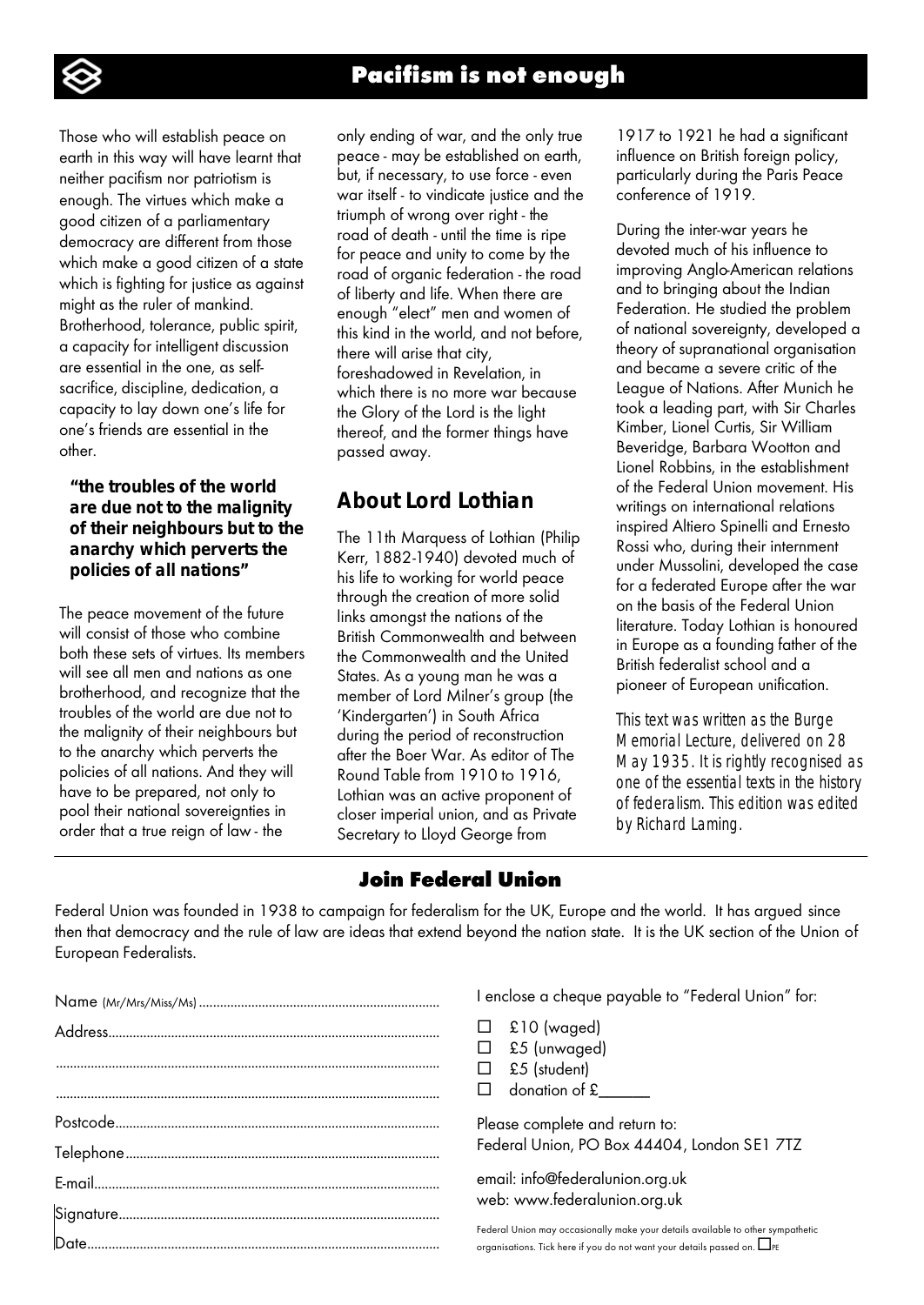# Pacifism is not enough

Those who will establish peace on earth in this way will have learnt that neither pacifism nor patriotism is enough. The virtues which make a good citizen of a parliamentary democracy are different from those which make a good citizen of a state which is fighting for justice as against might as the ruler of mankind. Brotherhood, tolerance, public spirit, a capacity for intelligent discussion are essential in the one, as self-sacrifice, discipline, dedication, a capacity to lay down one's life for one's friends are essential in the other.

> **"the troubles of the world are due not to the malignity of their neighbours but to the anarchy which perverts the policies of all nations"**

The peace movement of the future will consist of those who combine both these sets of virtues. Its members will see all men and nations as one brotherhood, and recognize that the troubles of the world are due not to the malignity of their neighbours but to the anarchy which perverts the policies of all nations. And they will have to be prepared, not only to pool their national sovereignties in order that a true reign of law - the only ending of war, and the only true peace - may be established on earth, but, if necessary, to use force - even war itself - to vindicate justice and the triumph of wrong over right - the road of death - until the time is ripe for peace and unity to come by the road of organic federation - the road of liberty and life. When there are enough "elect" men and women of this kind in the world, and not before, there will arise that city, foreshadowed in Revelation, in which there is no more war because the Glory of the Lord is the light thereof, and the former things have passed away.

## About Lord Lothian

The 11th Marquess of Lothian (Philip Kerr, 1882-1940) devoted much of his life to working for world peace through the creation of more solid links amongst the nations of the British Commonwealth and between the Commonwealth and the United States. As a young man he was a member of Lord Milner's group (the 'Kindergarten') in South Africa during the period of reconstruction after the Boer War. As editor of The Round Table from 1910 to 1916, Lothian was an active proponent of closer imperial union, and as Private Secretary to Lloyd George from 1917 to 1921 he had a significant influence on British foreign policy, particularly during the Paris Peace conference of 1919.

During the inter-war years he devoted much of his influence to improving Anglo-American relations and to bringing about the Indian Federation. He studied the problem of national sovereignty, developed a theory of supranational organisation and became a severe critic of the League of Nations. After Munich he took a leading part, with Sir Charles Kimber, Lionel Curtis, Sir William Beveridge, Barbara Wootton and Lionel Robbins, in the establishment of the Federal Union movement. His writings on international relations inspired Altiero Spinelli and Ernesto Rossi who, during their internment under Mussolini, developed the case for a federated Europe after the war on the basis of the Federal Union literature. Today Lothian is honoured in Europe as a founding father of the British federalist school and a pioneer of European unification.

*This text was written as the Burge Memorial Lecture, delivered on 28 May 1935. It is rightly recognised as one of the essential texts in the history of federalism. This edition was edited by Richard Laming.*

## Join Federal Union

Federal Union was founded in 1938 to campaign for federalism for the UK, Europe and the world. It has argued since then that democracy and the rule of law are ideas that extend beyond the nation state. It is the UK section of the Union of European Federalists.

Name (Mr/Mrs/Miss/Ms)..........................................

Address..........................................

..........................................

..........................................

Postcode..........................................

Telephone..........................................

E-mail..........................................

Signature..........................................

Date..........................................

I enclose a cheque payable to "Federal Union" for:

- ☐ £10 (waged)
- ☐ £5 (unwaged)
- ☐ £5 (student)
- ☐ donation of £______

Please complete and return to:
Federal Union, PO Box 44404, London SE1 7TZ

email: info@federalunion.org.uk
web: www.federalunion.org.uk

Federal Union may occasionally make your details available to other sympathetic organisations. Tick here if you do not want your details passed on. ☐ PE